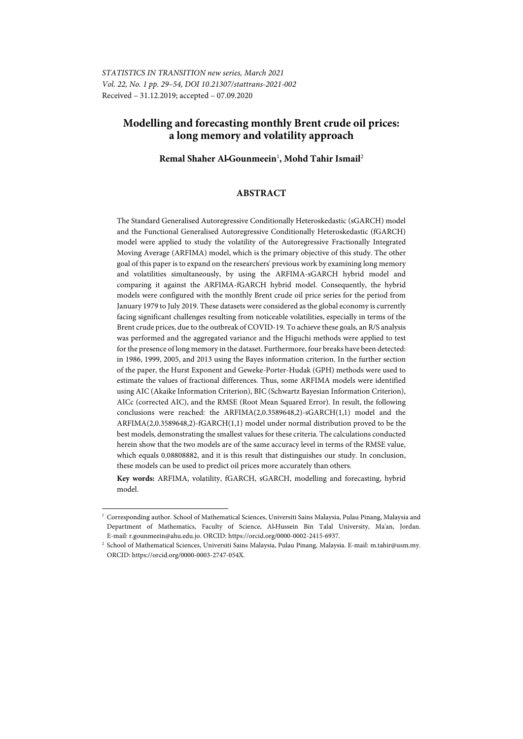*STATISTICS IN TRANSITION new series, March 2021*
*Vol. 22, No. 1 pp. 29–54, DOI 10.21307/stattrans-2021-002*
Received – 31.12.2019; accepted – 07.09.2020

# Modelling and forecasting monthly Brent crude oil prices: a long memory and volatility approach

**Remal Shaher Al-Gounmeein**[1]**, Mohd Tahir Ismail**[2]

## ABSTRACT

The Standard Generalised Autoregressive Conditionally Heteroskedastic (sGARCH) model and the Functional Generalised Autoregressive Conditionally Heteroskedastic (fGARCH) model were applied to study the volatility of the Autoregressive Fractionally Integrated Moving Average (ARFIMA) model, which is the primary objective of this study. The other goal of this paper is to expand on the researchers' previous work by examining long memory and volatilities simultaneously, by using the ARFIMA-sGARCH hybrid model and comparing it against the ARFIMA-fGARCH hybrid model. Consequently, the hybrid models were configured with the monthly Brent crude oil price series for the period from January 1979 to July 2019. These datasets were considered as the global economy is currently facing significant challenges resulting from noticeable volatilities, especially in terms of the Brent crude prices, due to the outbreak of COVID-19. To achieve these goals, an R/S analysis was performed and the aggregated variance and the Higuchi methods were applied to test for the presence of long memory in the dataset. Furthermore, four breaks have been detected: in 1986, 1999, 2005, and 2013 using the Bayes information criterion. In the further section of the paper, the Hurst Exponent and Geweke-Porter-Hudak (GPH) methods were used to estimate the values of fractional differences. Thus, some ARFIMA models were identified using AIC (Akaike Information Criterion), BIC (Schwartz Bayesian Information Criterion), AICc (corrected AIC), and the RMSE (Root Mean Squared Error). In result, the following conclusions were reached: the ARFIMA(2,0.3589648,2)-sGARCH(1,1) model and the ARFIMA(2,0.3589648,2)-fGARCH(1,1) model under normal distribution proved to be the best models, demonstrating the smallest values for these criteria. The calculations conducted herein show that the two models are of the same accuracy level in terms of the RMSE value, which equals 0.08808882, and it is this result that distinguishes our study. In conclusion, these models can be used to predict oil prices more accurately than others.

**Key words:** ARFIMA, volatility, fGARCH, sGARCH, modelling and forecasting, hybrid model.

---

[1] Corresponding author. School of Mathematical Sciences, Universiti Sains Malaysia, Pulau Pinang, Malaysia and Department of Mathematics, Faculty of Science, Al-Hussein Bin Talal University, Ma'an, Jordan. E-mail: r.gounmeein@ahu.edu.jo. ORCID: https://orcid.org/0000-0002-2415-6937.

[2] School of Mathematical Sciences, Universiti Sains Malaysia, Pulau Pinang, Malaysia. E-mail: m.tahir@usm.my. ORCID: https://orcid.org/0000-0003-2747-054X.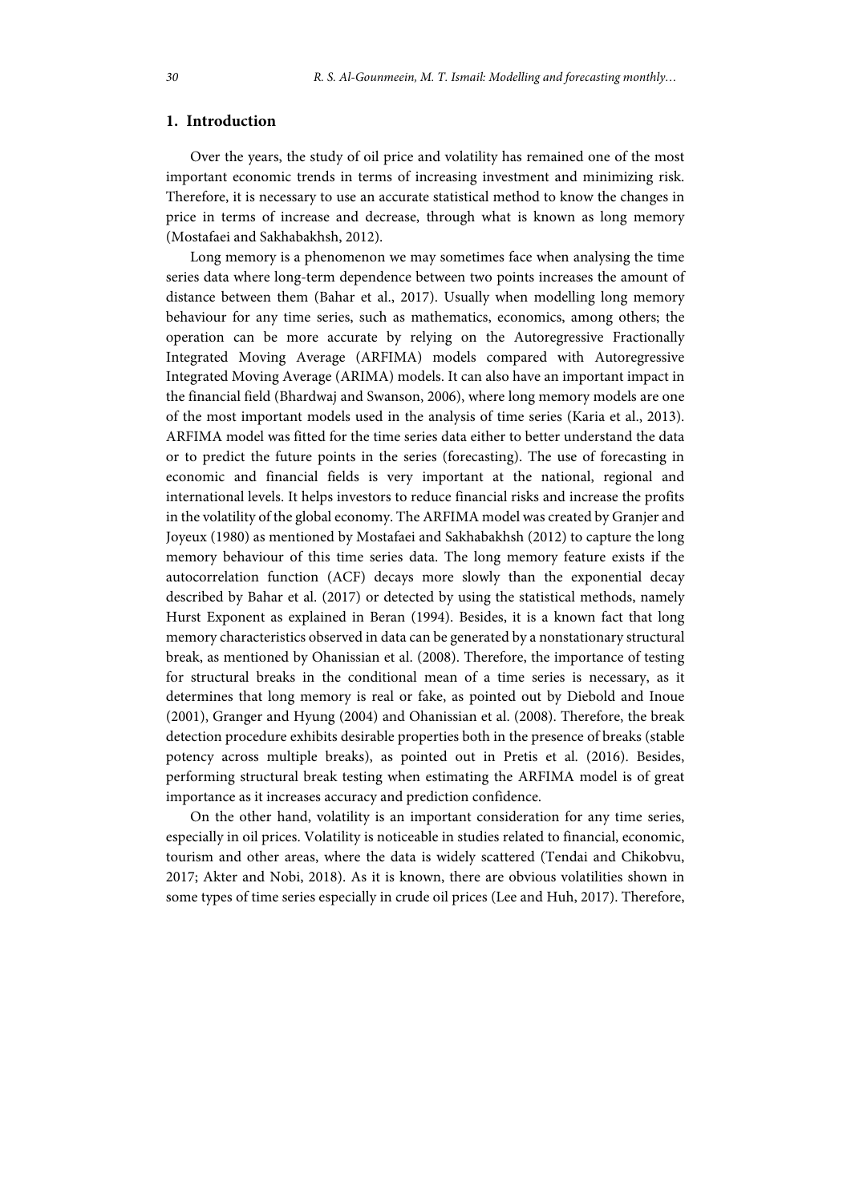## 1. Introduction

Over the years, the study of oil price and volatility has remained one of the most important economic trends in terms of increasing investment and minimizing risk. Therefore, it is necessary to use an accurate statistical method to know the changes in price in terms of increase and decrease, through what is known as long memory (Mostafaei and Sakhabakhsh, 2012).

Long memory is a phenomenon we may sometimes face when analysing the time series data where long-term dependence between two points increases the amount of distance between them (Bahar et al., 2017). Usually when modelling long memory behaviour for any time series, such as mathematics, economics, among others; the operation can be more accurate by relying on the Autoregressive Fractionally Integrated Moving Average (ARFIMA) models compared with Autoregressive Integrated Moving Average (ARIMA) models. It can also have an important impact in the financial field (Bhardwaj and Swanson, 2006), where long memory models are one of the most important models used in the analysis of time series (Karia et al., 2013). ARFIMA model was fitted for the time series data either to better understand the data or to predict the future points in the series (forecasting). The use of forecasting in economic and financial fields is very important at the national, regional and international levels. It helps investors to reduce financial risks and increase the profits in the volatility of the global economy. The ARFIMA model was created by Granjer and Joyeux (1980) as mentioned by Mostafaei and Sakhabakhsh (2012) to capture the long memory behaviour of this time series data. The long memory feature exists if the autocorrelation function (ACF) decays more slowly than the exponential decay described by Bahar et al. (2017) or detected by using the statistical methods, namely Hurst Exponent as explained in Beran (1994). Besides, it is a known fact that long memory characteristics observed in data can be generated by a nonstationary structural break, as mentioned by Ohanissian et al. (2008). Therefore, the importance of testing for structural breaks in the conditional mean of a time series is necessary, as it determines that long memory is real or fake, as pointed out by Diebold and Inoue (2001), Granger and Hyung (2004) and Ohanissian et al. (2008). Therefore, the break detection procedure exhibits desirable properties both in the presence of breaks (stable potency across multiple breaks), as pointed out in Pretis et al. (2016). Besides, performing structural break testing when estimating the ARFIMA model is of great importance as it increases accuracy and prediction confidence.

On the other hand, volatility is an important consideration for any time series, especially in oil prices. Volatility is noticeable in studies related to financial, economic, tourism and other areas, where the data is widely scattered (Tendai and Chikobvu, 2017; Akter and Nobi, 2018). As it is known, there are obvious volatilities shown in some types of time series especially in crude oil prices (Lee and Huh, 2017). Therefore,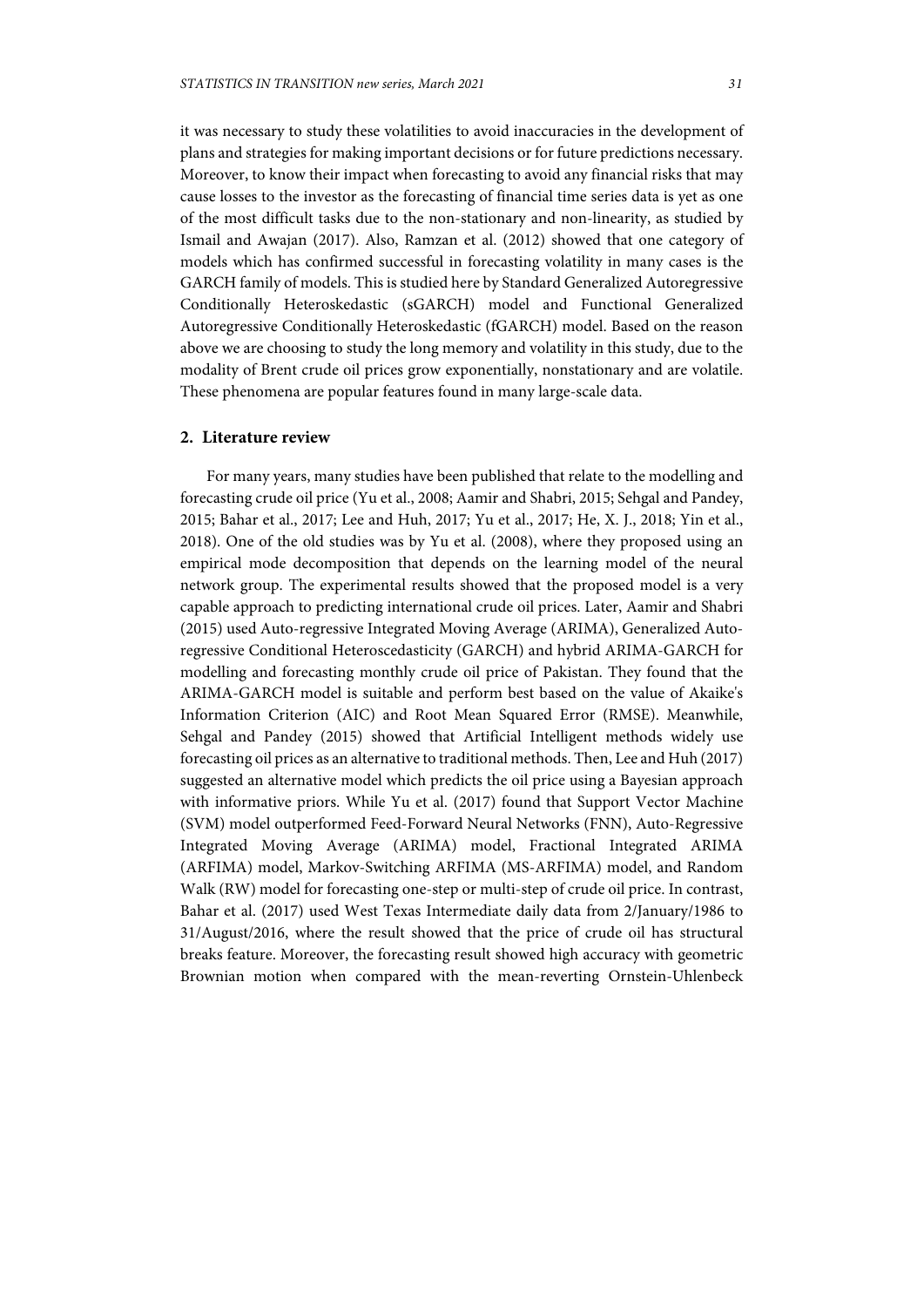it was necessary to study these volatilities to avoid inaccuracies in the development of plans and strategies for making important decisions or for future predictions necessary. Moreover, to know their impact when forecasting to avoid any financial risks that may cause losses to the investor as the forecasting of financial time series data is yet as one of the most difficult tasks due to the non-stationary and non-linearity, as studied by Ismail and Awajan (2017). Also, Ramzan et al. (2012) showed that one category of models which has confirmed successful in forecasting volatility in many cases is the GARCH family of models. This is studied here by Standard Generalized Autoregressive Conditionally Heteroskedastic (sGARCH) model and Functional Generalized Autoregressive Conditionally Heteroskedastic (fGARCH) model. Based on the reason above we are choosing to study the long memory and volatility in this study, due to the modality of Brent crude oil prices grow exponentially, nonstationary and are volatile. These phenomena are popular features found in many large-scale data.

## 2. Literature review

For many years, many studies have been published that relate to the modelling and forecasting crude oil price (Yu et al., 2008; Aamir and Shabri, 2015; Sehgal and Pandey, 2015; Bahar et al., 2017; Lee and Huh, 2017; Yu et al., 2017; He, X. J., 2018; Yin et al., 2018). One of the old studies was by Yu et al. (2008), where they proposed using an empirical mode decomposition that depends on the learning model of the neural network group. The experimental results showed that the proposed model is a very capable approach to predicting international crude oil prices. Later, Aamir and Shabri (2015) used Auto-regressive Integrated Moving Average (ARIMA), Generalized Auto-regressive Conditional Heteroscedasticity (GARCH) and hybrid ARIMA-GARCH for modelling and forecasting monthly crude oil price of Pakistan. They found that the ARIMA-GARCH model is suitable and perform best based on the value of Akaike's Information Criterion (AIC) and Root Mean Squared Error (RMSE). Meanwhile, Sehgal and Pandey (2015) showed that Artificial Intelligent methods widely use forecasting oil prices as an alternative to traditional methods. Then, Lee and Huh (2017) suggested an alternative model which predicts the oil price using a Bayesian approach with informative priors. While Yu et al. (2017) found that Support Vector Machine (SVM) model outperformed Feed-Forward Neural Networks (FNN), Auto-Regressive Integrated Moving Average (ARIMA) model, Fractional Integrated ARIMA (ARFIMA) model, Markov-Switching ARFIMA (MS-ARFIMA) model, and Random Walk (RW) model for forecasting one-step or multi-step of crude oil price. In contrast, Bahar et al. (2017) used West Texas Intermediate daily data from 2/January/1986 to 31/August/2016, where the result showed that the price of crude oil has structural breaks feature. Moreover, the forecasting result showed high accuracy with geometric Brownian motion when compared with the mean-reverting Ornstein-Uhlenbeck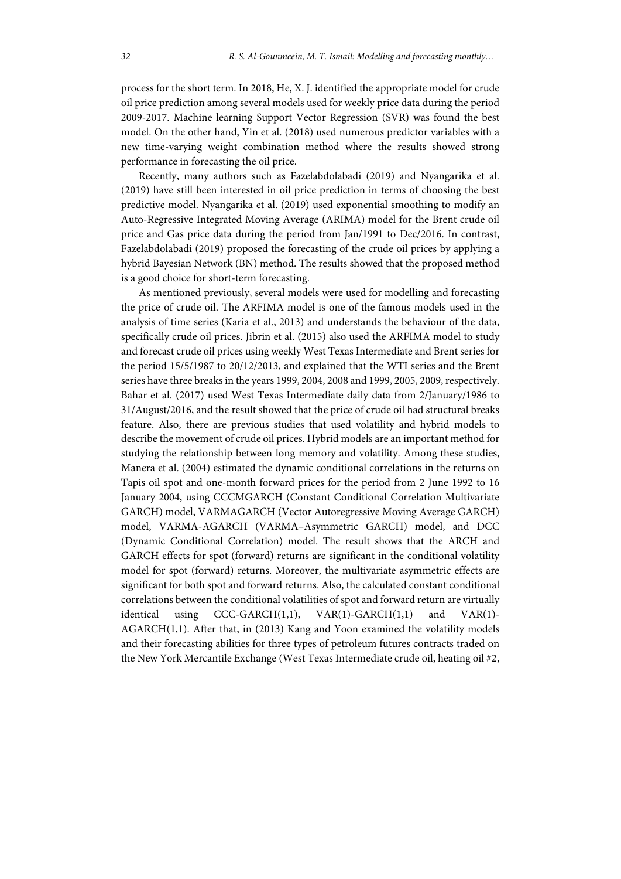process for the short term. In 2018, He, X. J. identified the appropriate model for crude oil price prediction among several models used for weekly price data during the period 2009-2017. Machine learning Support Vector Regression (SVR) was found the best model. On the other hand, Yin et al. (2018) used numerous predictor variables with a new time-varying weight combination method where the results showed strong performance in forecasting the oil price.

Recently, many authors such as Fazelabdolabadi (2019) and Nyangarika et al. (2019) have still been interested in oil price prediction in terms of choosing the best predictive model. Nyangarika et al. (2019) used exponential smoothing to modify an Auto-Regressive Integrated Moving Average (ARIMA) model for the Brent crude oil price and Gas price data during the period from Jan/1991 to Dec/2016. In contrast, Fazelabdolabadi (2019) proposed the forecasting of the crude oil prices by applying a hybrid Bayesian Network (BN) method. The results showed that the proposed method is a good choice for short-term forecasting.

As mentioned previously, several models were used for modelling and forecasting the price of crude oil. The ARFIMA model is one of the famous models used in the analysis of time series (Karia et al., 2013) and understands the behaviour of the data, specifically crude oil prices. Jibrin et al. (2015) also used the ARFIMA model to study and forecast crude oil prices using weekly West Texas Intermediate and Brent series for the period 15/5/1987 to 20/12/2013, and explained that the WTI series and the Brent series have three breaks in the years 1999, 2004, 2008 and 1999, 2005, 2009, respectively. Bahar et al. (2017) used West Texas Intermediate daily data from 2/January/1986 to 31/August/2016, and the result showed that the price of crude oil had structural breaks feature. Also, there are previous studies that used volatility and hybrid models to describe the movement of crude oil prices. Hybrid models are an important method for studying the relationship between long memory and volatility. Among these studies, Manera et al. (2004) estimated the dynamic conditional correlations in the returns on Tapis oil spot and one-month forward prices for the period from 2 June 1992 to 16 January 2004, using CCCMGARCH (Constant Conditional Correlation Multivariate GARCH) model, VARMAGARCH (Vector Autoregressive Moving Average GARCH) model, VARMA-AGARCH (VARMA–Asymmetric GARCH) model, and DCC (Dynamic Conditional Correlation) model. The result shows that the ARCH and GARCH effects for spot (forward) returns are significant in the conditional volatility model for spot (forward) returns. Moreover, the multivariate asymmetric effects are significant for both spot and forward returns. Also, the calculated constant conditional correlations between the conditional volatilities of spot and forward return are virtually identical using CCC-GARCH(1,1), VAR(1)-GARCH(1,1) and VAR(1)-AGARCH(1,1). After that, in (2013) Kang and Yoon examined the volatility models and their forecasting abilities for three types of petroleum futures contracts traded on the New York Mercantile Exchange (West Texas Intermediate crude oil, heating oil #2,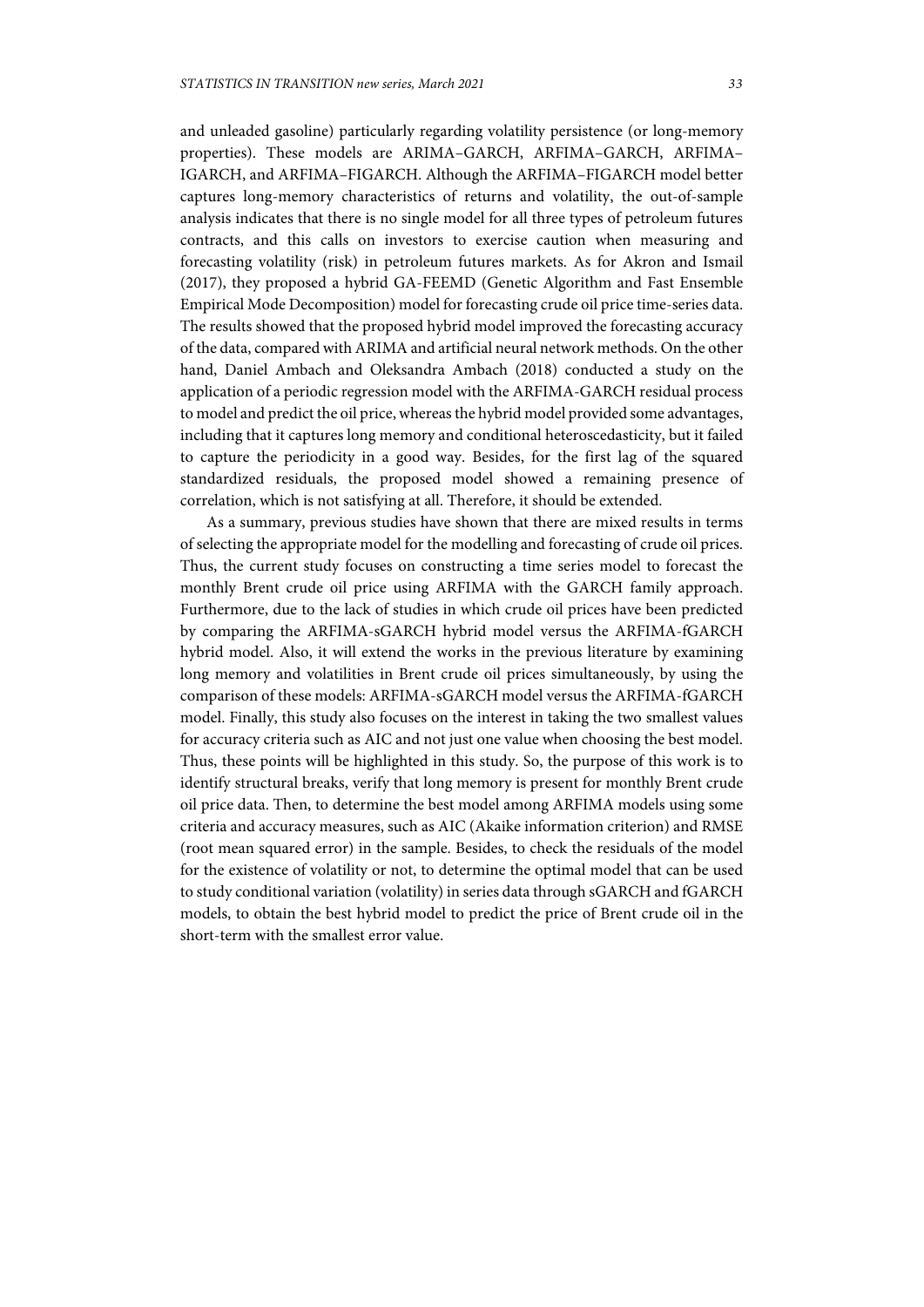and unleaded gasoline) particularly regarding volatility persistence (or long-memory properties). These models are ARIMA–GARCH, ARFIMA–GARCH, ARFIMA–IGARCH, and ARFIMA–FIGARCH. Although the ARFIMA–FIGARCH model better captures long-memory characteristics of returns and volatility, the out-of-sample analysis indicates that there is no single model for all three types of petroleum futures contracts, and this calls on investors to exercise caution when measuring and forecasting volatility (risk) in petroleum futures markets. As for Akron and Ismail (2017), they proposed a hybrid GA-FEEMD (Genetic Algorithm and Fast Ensemble Empirical Mode Decomposition) model for forecasting crude oil price time-series data. The results showed that the proposed hybrid model improved the forecasting accuracy of the data, compared with ARIMA and artificial neural network methods. On the other hand, Daniel Ambach and Oleksandra Ambach (2018) conducted a study on the application of a periodic regression model with the ARFIMA-GARCH residual process to model and predict the oil price, whereas the hybrid model provided some advantages, including that it captures long memory and conditional heteroscedasticity, but it failed to capture the periodicity in a good way. Besides, for the first lag of the squared standardized residuals, the proposed model showed a remaining presence of correlation, which is not satisfying at all. Therefore, it should be extended.

As a summary, previous studies have shown that there are mixed results in terms of selecting the appropriate model for the modelling and forecasting of crude oil prices. Thus, the current study focuses on constructing a time series model to forecast the monthly Brent crude oil price using ARFIMA with the GARCH family approach. Furthermore, due to the lack of studies in which crude oil prices have been predicted by comparing the ARFIMA-sGARCH hybrid model versus the ARFIMA-fGARCH hybrid model. Also, it will extend the works in the previous literature by examining long memory and volatilities in Brent crude oil prices simultaneously, by using the comparison of these models: ARFIMA-sGARCH model versus the ARFIMA-fGARCH model. Finally, this study also focuses on the interest in taking the two smallest values for accuracy criteria such as AIC and not just one value when choosing the best model. Thus, these points will be highlighted in this study. So, the purpose of this work is to identify structural breaks, verify that long memory is present for monthly Brent crude oil price data. Then, to determine the best model among ARFIMA models using some criteria and accuracy measures, such as AIC (Akaike information criterion) and RMSE (root mean squared error) in the sample. Besides, to check the residuals of the model for the existence of volatility or not, to determine the optimal model that can be used to study conditional variation (volatility) in series data through sGARCH and fGARCH models, to obtain the best hybrid model to predict the price of Brent crude oil in the short-term with the smallest error value.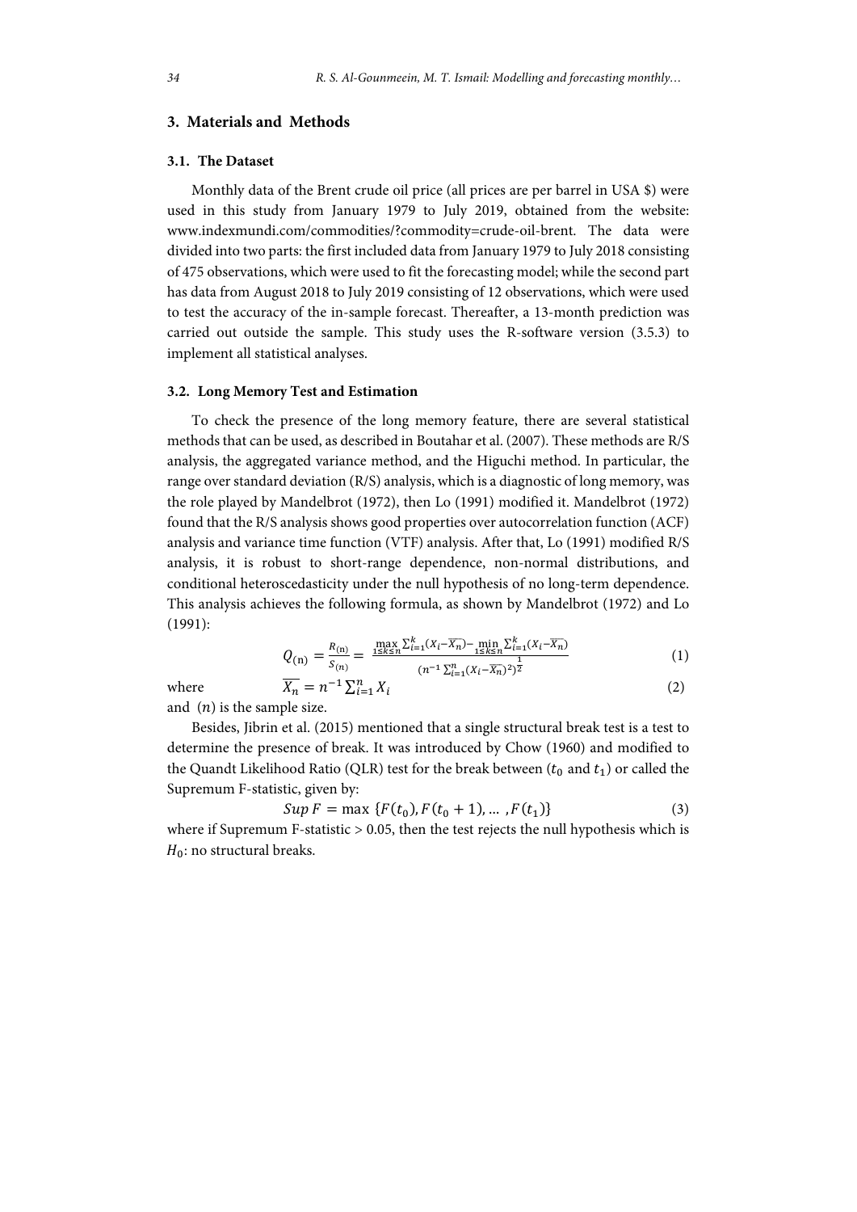## 3. Materials and Methods

### 3.1. The Dataset

Monthly data of the Brent crude oil price (all prices are per barrel in USA $) were used in this study from January 1979 to July 2019, obtained from the website: www.indexmundi.com/commodities/?commodity=crude-oil-brent. The data were divided into two parts: the first included data from January 1979 to July 2018 consisting of 475 observations, which were used to fit the forecasting model; while the second part has data from August 2018 to July 2019 consisting of 12 observations, which were used to test the accuracy of the in-sample forecast. Thereafter, a 13-month prediction was carried out outside the sample. This study uses the R-software version (3.5.3) to implement all statistical analyses.

### 3.2. Long Memory Test and Estimation

To check the presence of the long memory feature, there are several statistical methods that can be used, as described in Boutahar et al. (2007). These methods are R/S analysis, the aggregated variance method, and the Higuchi method. In particular, the range over standard deviation (R/S) analysis, which is a diagnostic of long memory, was the role played by Mandelbrot (1972), then Lo (1991) modified it. Mandelbrot (1972) found that the R/S analysis shows good properties over autocorrelation function (ACF) analysis and variance time function (VTF) analysis. After that, Lo (1991) modified R/S analysis, it is robust to short-range dependence, non-normal distributions, and conditional heteroscedasticity under the null hypothesis of no long-term dependence. This analysis achieves the following formula, as shown by Mandelbrot (1972) and Lo (1991):

$$Q_{(\mathrm{n})} = \frac{R_{(\mathrm{n})}}{S_{(\mathrm{n})}} = \frac{\max\limits_{1 \le k \le n} \sum_{i=1}^{k}(X_i - \overline{X_n}) - \min\limits_{1 \le k \le n} \sum_{i=1}^{k}(X_i - \overline{X_n})}{\left(n^{-1}\sum_{i=1}^{n}(X_i - \overline{X_n})^2\right)^{\frac{1}{2}}} \tag{1}$$

where

$$\overline{X_n} = n^{-1}\sum_{i=1}^{n} X_i \tag{2}$$

and $(n)$ is the sample size.

Besides, Jibrin et al. (2015) mentioned that a single structural break test is a test to determine the presence of break. It was introduced by Chow (1960) and modified to the Quandt Likelihood Ratio (QLR) test for the break between ($t_0$ and $t_1$) or called the Supremum F-statistic, given by:

$$Sup\, F = \max\,\{F(t_0), F(t_0+1), \ldots, F(t_1)\} \tag{3}$$

where if Supremum F-statistic > 0.05, then the test rejects the null hypothesis which is $H_0$: no structural breaks.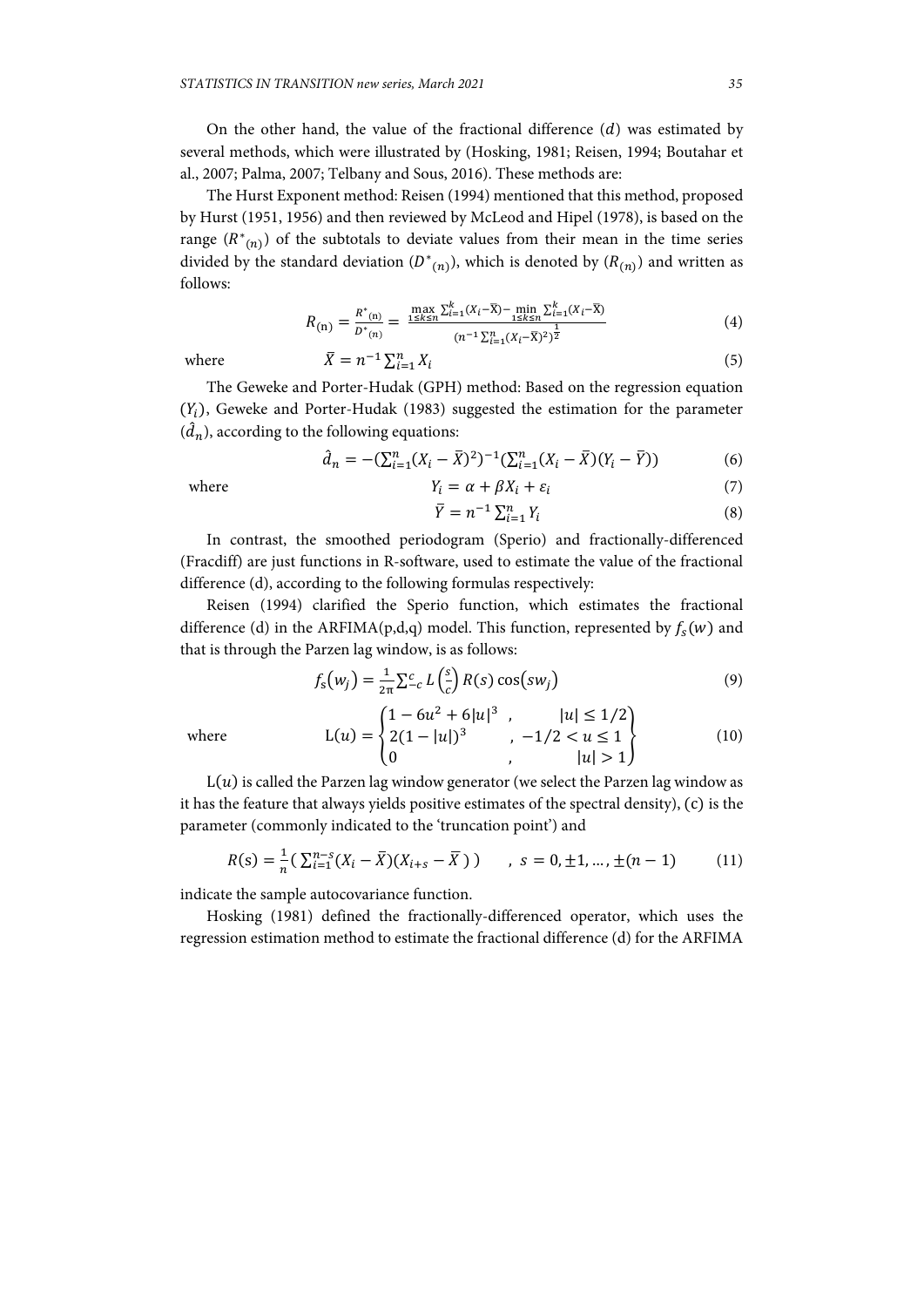On the other hand, the value of the fractional difference ($d$) was estimated by several methods, which were illustrated by (Hosking, 1981; Reisen, 1994; Boutahar et al., 2007; Palma, 2007; Telbany and Sous, 2016). These methods are:

The Hurst Exponent method: Reisen (1994) mentioned that this method, proposed by Hurst (1951, 1956) and then reviewed by McLeod and Hipel (1978), is based on the range ($R^*_{(n)}$) of the subtotals to deviate values from their mean in the time series divided by the standard deviation ($D^*_{(n)}$), which is denoted by ($R_{(n)}$) and written as follows:

$$R_{(\mathrm{n})} = \frac{R^*_{(\mathrm{n})}}{D^*_{(\mathrm{n})}} = \frac{\max\limits_{1\le k\le n} \sum_{i=1}^{k}(X_i - \bar{X}) - \min\limits_{1\le k\le n} \sum_{i=1}^{k}(X_i - \bar{X})}{(n^{-1}\sum_{i=1}^{n}(X_i - \bar{X})^2)^{\frac{1}{2}}} \tag{4}$$

where
$$\bar{X} = n^{-1}\sum_{i=1}^{n} X_i \tag{5}$$

The Geweke and Porter-Hudak (GPH) method: Based on the regression equation ($Y_i$), Geweke and Porter-Hudak (1983) suggested the estimation for the parameter ($\hat{d}_n$), according to the following equations:

$$\hat{d}_n = -(\sum_{i=1}^{n}(X_i - \bar{X})^2)^{-1}(\sum_{i=1}^{n}(X_i - \bar{X})(Y_i - \bar{Y})) \tag{6}$$

where
$$Y_i = \alpha + \beta X_i + \varepsilon_i \tag{7}$$

$$\bar{Y} = n^{-1}\sum_{i=1}^{n} Y_i \tag{8}$$

In contrast, the smoothed periodogram (Sperio) and fractionally-differenced (Fracdiff) are just functions in R-software, used to estimate the value of the fractional difference (d), according to the following formulas respectively:

Reisen (1994) clarified the Sperio function, which estimates the fractional difference (d) in the ARFIMA(p,d,q) model. This function, represented by $f_s(w)$ and that is through the Parzen lag window, is as follows:

$$f_s(w_j) = \frac{1}{2\pi}\sum_{-c}^{c} L\left(\frac{s}{c}\right) R(s)\cos(sw_j) \tag{9}$$

where
$$\mathrm{L}(u) = \begin{cases} 1 - 6u^2 + 6|u|^3 \ , & |u| \le 1/2 \\ 2(1 - |u|)^3 & , -1/2 < u \le 1 \\ 0 & , \qquad |u| > 1 \end{cases} \tag{10}$$

$\mathrm{L}(u)$ is called the Parzen lag window generator (we select the Parzen lag window as it has the feature that always yields positive estimates of the spectral density), ($c$) is the parameter (commonly indicated to the 'truncation point') and

$$R(\mathrm{s}) = \frac{1}{n}(\sum_{i=1}^{n-s}(X_i - \bar{X})(X_{i+s} - \bar{X})) \qquad , \ s = 0, \pm 1, \dots, \pm(n-1) \tag{11}$$

indicate the sample autocovariance function.

Hosking (1981) defined the fractionally-differenced operator, which uses the regression estimation method to estimate the fractional difference (d) for the ARFIMA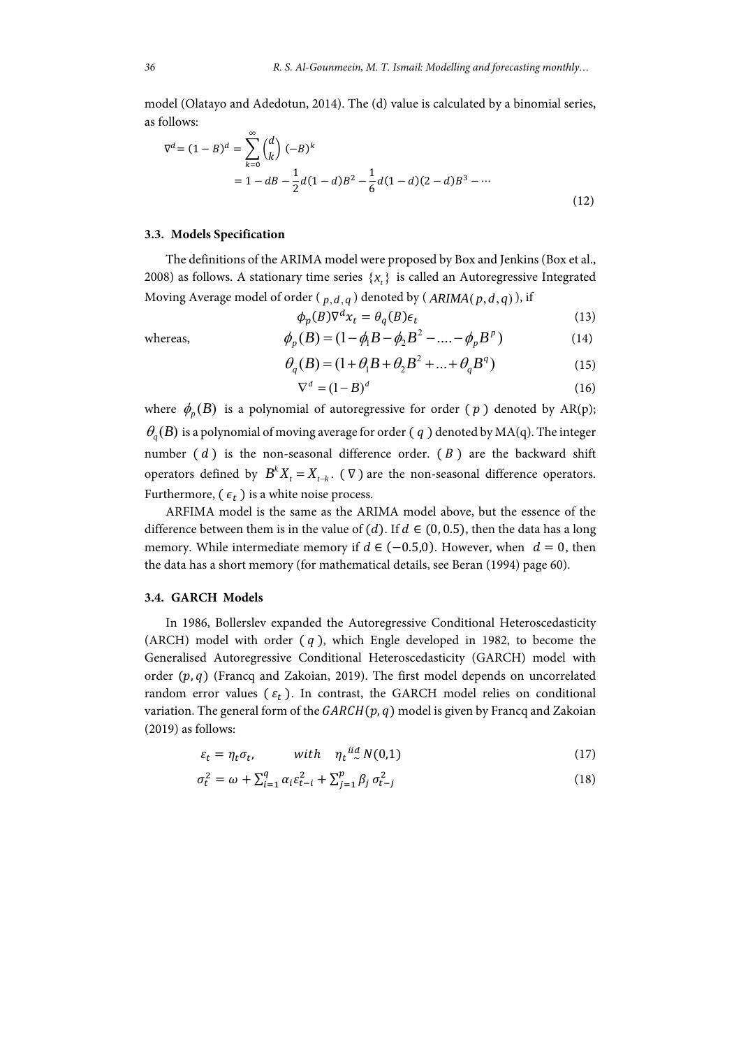model (Olatayo and Adedotun, 2014). The (d) value is calculated by a binomial series, as follows:

$$\nabla^d = (1-B)^d = \sum_{k=0}^{\infty} \binom{d}{k} (-B)^k$$
$$= 1 - dB - \frac{1}{2}d(1-d)B^2 - \frac{1}{6}d(1-d)(2-d)B^3 - \cdots \tag{12}$$

### 3.3. Models Specification

The definitions of the ARIMA model were proposed by Box and Jenkins (Box et al., 2008) as follows. A stationary time series $\{x_t\}$ is called an Autoregressive Integrated Moving Average model of order ( $p, d, q$ ) denoted by ( $ARIMA(p, d, q)$ ), if

$$\phi_p(B)\nabla^d x_t = \theta_q(B)\epsilon_t \tag{13}$$

whereas,

$$\phi_p(B) = (1 - \phi_1 B - \phi_2 B^2 - .... - \phi_p B^p) \tag{14}$$

$$\theta_q(B) = (1 + \theta_1 B + \theta_2 B^2 + ... + \theta_q B^q) \tag{15}$$

$$\nabla^d = (1-B)^d \tag{16}$$

where $\phi_p(B)$ is a polynomial of autoregressive for order ( $p$ ) denoted by AR(p); $\theta_q(B)$ is a polynomial of moving average for order ( $q$ ) denoted by MA(q). The integer number ( $d$ ) is the non-seasonal difference order. ( $B$ ) are the backward shift operators defined by $B^k X_t = X_{t-k}$. ( $\nabla$ ) are the non-seasonal difference operators. Furthermore, ( $\epsilon_t$ ) is a white noise process.

ARFIMA model is the same as the ARIMA model above, but the essence of the difference between them is in the value of $(d)$. If $d \in (0, 0.5)$, then the data has a long memory. While intermediate memory if $d \in (-0.5, 0)$. However, when $d = 0$, then the data has a short memory (for mathematical details, see Beran (1994) page 60).

### 3.4. GARCH Models

In 1986, Bollerslev expanded the Autoregressive Conditional Heteroscedasticity (ARCH) model with order ( $q$ ), which Engle developed in 1982, to become the Generalised Autoregressive Conditional Heteroscedasticity (GARCH) model with order $(p, q)$ (Francq and Zakoian, 2019). The first model depends on uncorrelated random error values ( $\varepsilon_t$ ). In contrast, the GARCH model relies on conditional variation. The general form of the $GARCH(p, q)$ model is given by Francq and Zakoian (2019) as follows:

$$\varepsilon_t = \eta_t \sigma_t, \qquad with \quad \eta_t \overset{iid}{\sim} N(0,1) \tag{17}$$

$$\sigma_t^2 = \omega + \sum_{i=1}^{q} \alpha_i \varepsilon_{t-i}^2 + \sum_{j=1}^{p} \beta_j \sigma_{t-j}^2 \tag{18}$$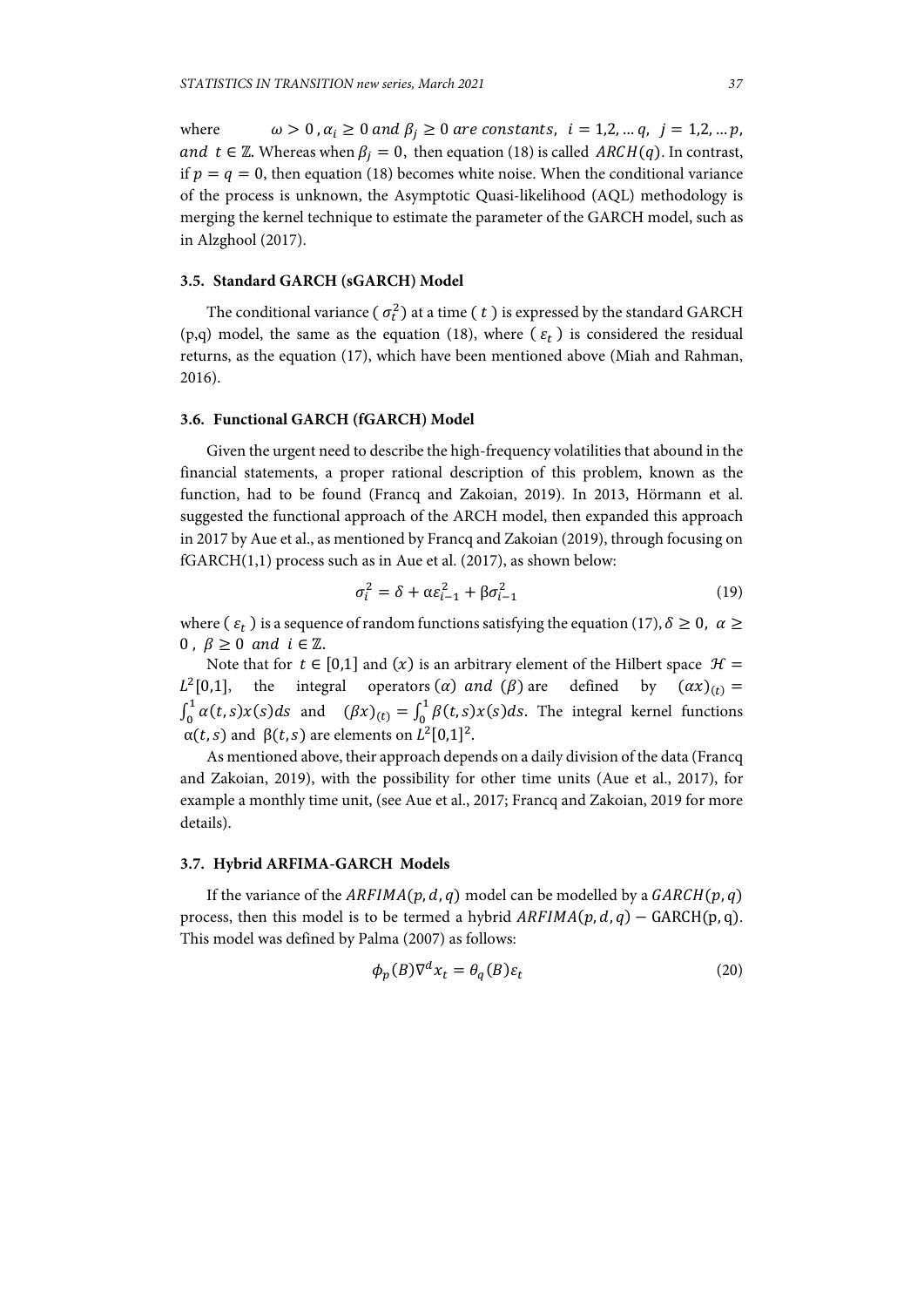where $\omega > 0$, $\alpha_i \geq 0$ *and* $\beta_j \geq 0$ *are constants*, $i = 1,2, \ldots q$, $j = 1,2, \ldots p$, *and* $t \in \mathbb{Z}$. Whereas when $\beta_j = 0$, then equation (18) is called $ARCH(q)$. In contrast, if $p = q = 0$, then equation (18) becomes white noise. When the conditional variance of the process is unknown, the Asymptotic Quasi-likelihood (AQL) methodology is merging the kernel technique to estimate the parameter of the GARCH model, such as in Alzghool (2017).

### 3.5. Standard GARCH (sGARCH) Model

The conditional variance ( $\sigma_t^2$) at a time ( $t$ ) is expressed by the standard GARCH (p,q) model, the same as the equation (18), where ( $\varepsilon_t$ ) is considered the residual returns, as the equation (17), which have been mentioned above (Miah and Rahman, 2016).

### 3.6. Functional GARCH (fGARCH) Model

Given the urgent need to describe the high-frequency volatilities that abound in the financial statements, a proper rational description of this problem, known as the function, had to be found (Francq and Zakoian, 2019). In 2013, Hörmann et al. suggested the functional approach of the ARCH model, then expanded this approach in 2017 by Aue et al., as mentioned by Francq and Zakoian (2019), through focusing on fGARCH(1,1) process such as in Aue et al. (2017), as shown below:

$$\sigma_i^2 = \delta + \alpha\varepsilon_{i-1}^2 + \beta\sigma_{i-1}^2 \tag{19}$$

where ( $\varepsilon_t$ ) is a sequence of random functions satisfying the equation (17), $\delta \geq 0$, $\alpha \geq 0$ , $\beta \geq 0$ *and* $i \in \mathbb{Z}$.

Note that for $t \in [0,1]$ and $(x)$ is an arbitrary element of the Hilbert space $\mathcal{H} = L^2[0,1]$, the integral operators $(\alpha)$ *and* $(\beta)$ are defined by $(\alpha x)_{(t)} = \int_0^1 \alpha(t,s)x(s)ds$ and $(\beta x)_{(t)} = \int_0^1 \beta(t,s)x(s)ds$. The integral kernel functions $\alpha(t,s)$ and $\beta(t,s)$ are elements on $L^2[0,1]^2$.

As mentioned above, their approach depends on a daily division of the data (Francq and Zakoian, 2019), with the possibility for other time units (Aue et al., 2017), for example a monthly time unit, (see Aue et al., 2017; Francq and Zakoian, 2019 for more details).

### 3.7. Hybrid ARFIMA-GARCH Models

If the variance of the $ARFIMA(p,d,q)$ model can be modelled by a $GARCH(p,q)$ process, then this model is to be termed a hybrid $ARFIMA(p,d,q) - \text{GARCH}(p,q)$. This model was defined by Palma (2007) as follows:

$$\phi_p(B)\nabla^d x_t = \theta_q(B)\varepsilon_t \tag{20}$$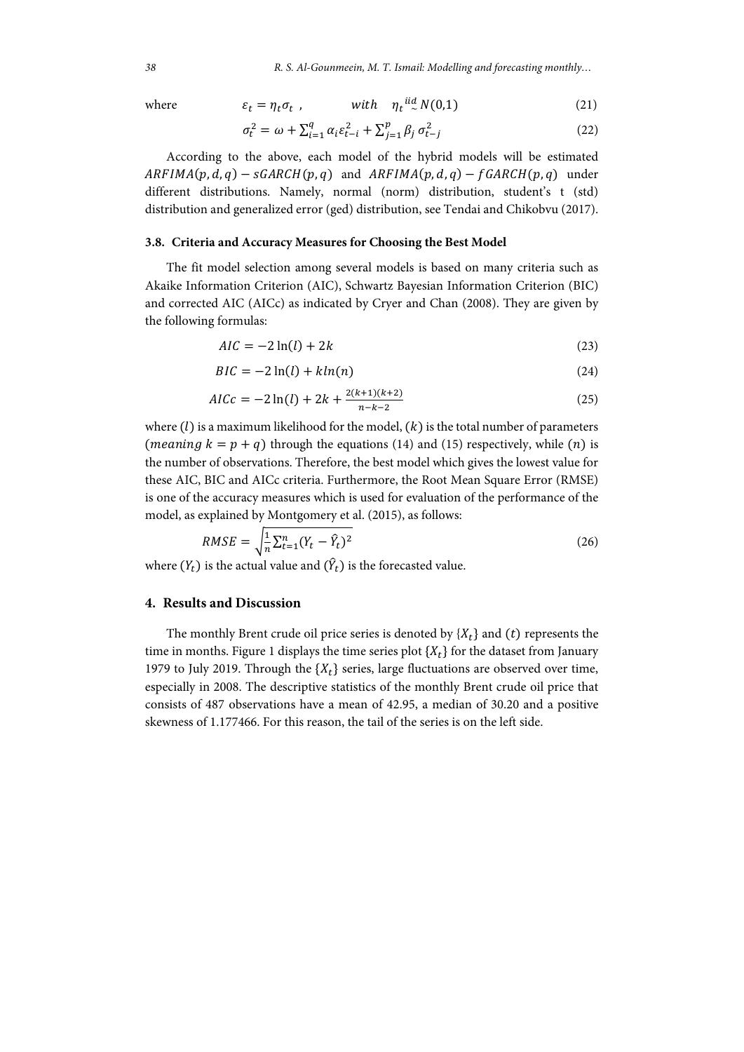where $$\varepsilon_t = \eta_t \sigma_t \ , \qquad with \quad \eta_t \overset{iid}{\sim} N(0,1) \tag{21}$$

$$\sigma_t^2 = \omega + \sum_{i=1}^{q} \alpha_i \varepsilon_{t-i}^2 + \sum_{j=1}^{p} \beta_j \, \sigma_{t-j}^2 \tag{22}$$

According to the above, each model of the hybrid models will be estimated $ARFIMA(p,d,q) - sGARCH(p,q)$ and $ARFIMA(p,d,q) - fGARCH(p,q)$ under different distributions. Namely, normal (norm) distribution, student's t (std) distribution and generalized error (ged) distribution, see Tendai and Chikobvu (2017).

### 3.8. Criteria and Accuracy Measures for Choosing the Best Model

The fit model selection among several models is based on many criteria such as Akaike Information Criterion (AIC), Schwartz Bayesian Information Criterion (BIC) and corrected AIC (AICc) as indicated by Cryer and Chan (2008). They are given by the following formulas:

$$AIC = -2\ln(l) + 2k \tag{23}$$

$$BIC = -2\ln(l) + k\ln(n) \tag{24}$$

$$AICc = -2\ln(l) + 2k + \frac{2(k+1)(k+2)}{n-k-2} \tag{25}$$

where $(l)$ is a maximum likelihood for the model, $(k)$ is the total number of parameters $(meaning\ k = p + q)$ through the equations (14) and (15) respectively, while $(n)$ is the number of observations. Therefore, the best model which gives the lowest value for these AIC, BIC and AICc criteria. Furthermore, the Root Mean Square Error (RMSE) is one of the accuracy measures which is used for evaluation of the performance of the model, as explained by Montgomery et al. (2015), as follows:

$$RMSE = \sqrt{\frac{1}{n}\sum_{t=1}^{n}(Y_t - \hat{Y}_t)^2} \tag{26}$$

where $(Y_t)$ is the actual value and $(\hat{Y}_t)$ is the forecasted value.

## 4. Results and Discussion

The monthly Brent crude oil price series is denoted by $\{X_t\}$ and $(t)$ represents the time in months. Figure 1 displays the time series plot $\{X_t\}$ for the dataset from January 1979 to July 2019. Through the $\{X_t\}$ series, large fluctuations are observed over time, especially in 2008. The descriptive statistics of the monthly Brent crude oil price that consists of 487 observations have a mean of 42.95, a median of 30.20 and a positive skewness of 1.177466. For this reason, the tail of the series is on the left side.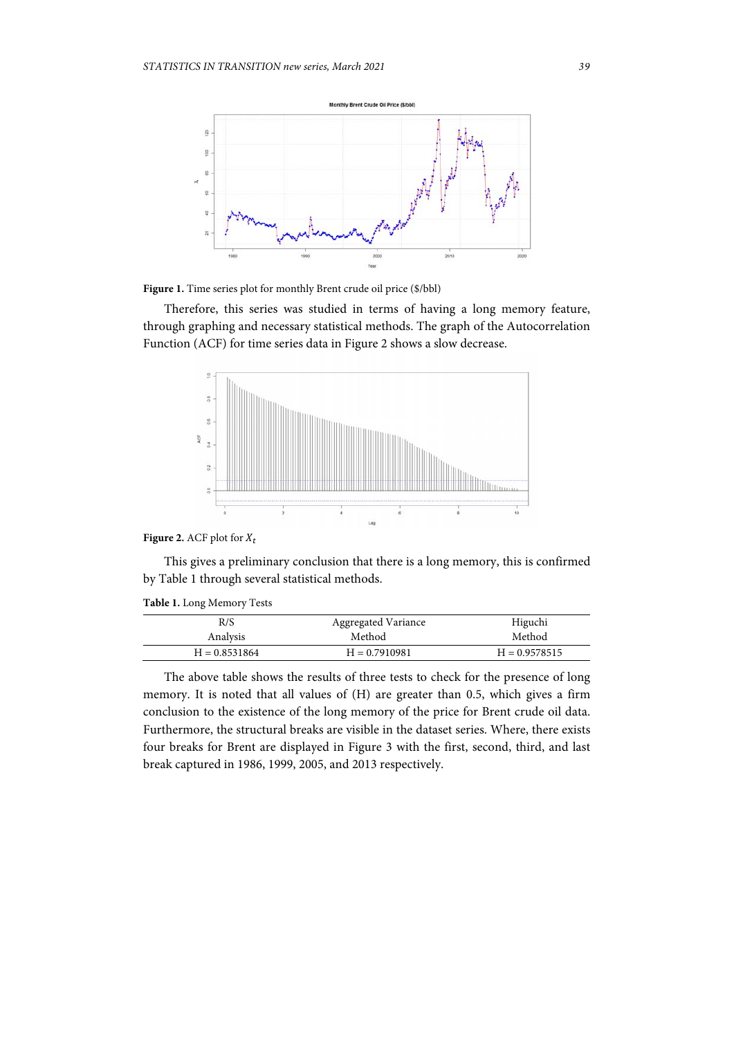**Figure 1.** Time series plot for monthly Brent crude oil price ($/bbl)

Therefore, this series was studied in terms of having a long memory feature, through graphing and necessary statistical methods. The graph of the Autocorrelation Function (ACF) for time series data in Figure 2 shows a slow decrease.

**Figure 2.** ACF plot for $X_t$

This gives a preliminary conclusion that there is a long memory, this is confirmed by Table 1 through several statistical methods.

**Table 1.** Long Memory Tests

| R/S Analysis | Aggregated Variance Method | Higuchi Method |
|---|---|---|
| H = 0.8531864 | H = 0.7910981 | H = 0.9578515 |

The above table shows the results of three tests to check for the presence of long memory. It is noted that all values of (H) are greater than 0.5, which gives a firm conclusion to the existence of the long memory of the price for Brent crude oil data. Furthermore, the structural breaks are visible in the dataset series. Where, there exists four breaks for Brent are displayed in Figure 3 with the first, second, third, and last break captured in 1986, 1999, 2005, and 2013 respectively.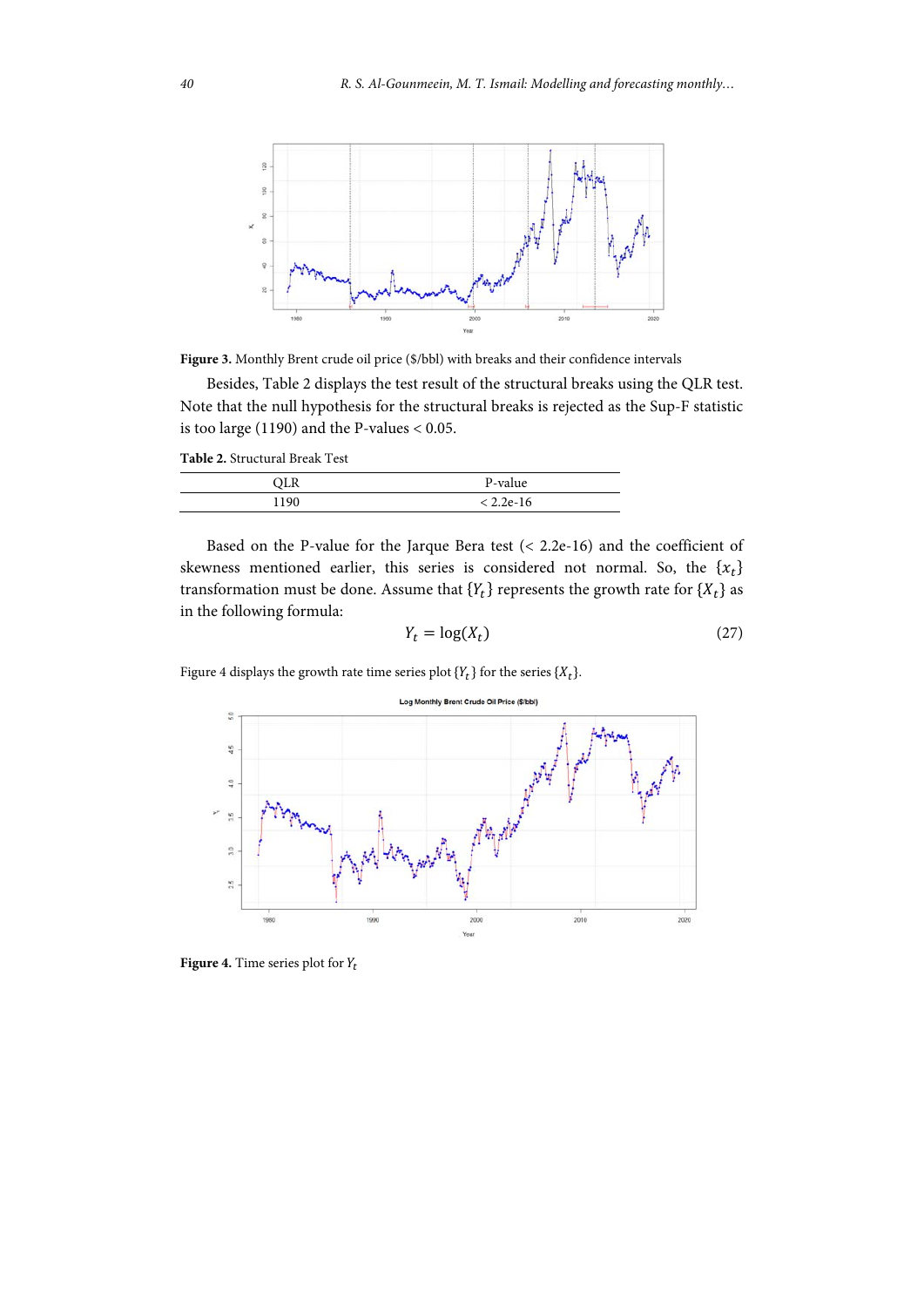**Figure 3.** Monthly Brent crude oil price ($/bbl) with breaks and their confidence intervals

Besides, Table 2 displays the test result of the structural breaks using the QLR test. Note that the null hypothesis for the structural breaks is rejected as the Sup-F statistic is too large (1190) and the P-values < 0.05.

**Table 2.** Structural Break Test

| QLR | P-value |
|---|---|
| 1190 | < 2.2e-16 |

Based on the P-value for the Jarque Bera test (< 2.2e-16) and the coefficient of skewness mentioned earlier, this series is considered not normal. So, the $\{x_t\}$ transformation must be done. Assume that $\{Y_t\}$ represents the growth rate for $\{X_t\}$ as in the following formula:

$$Y_t = \log(X_t) \tag{27}$$

Figure 4 displays the growth rate time series plot $\{Y_t\}$ for the series $\{X_t\}$.

**Figure 4.** Time series plot for $Y_t$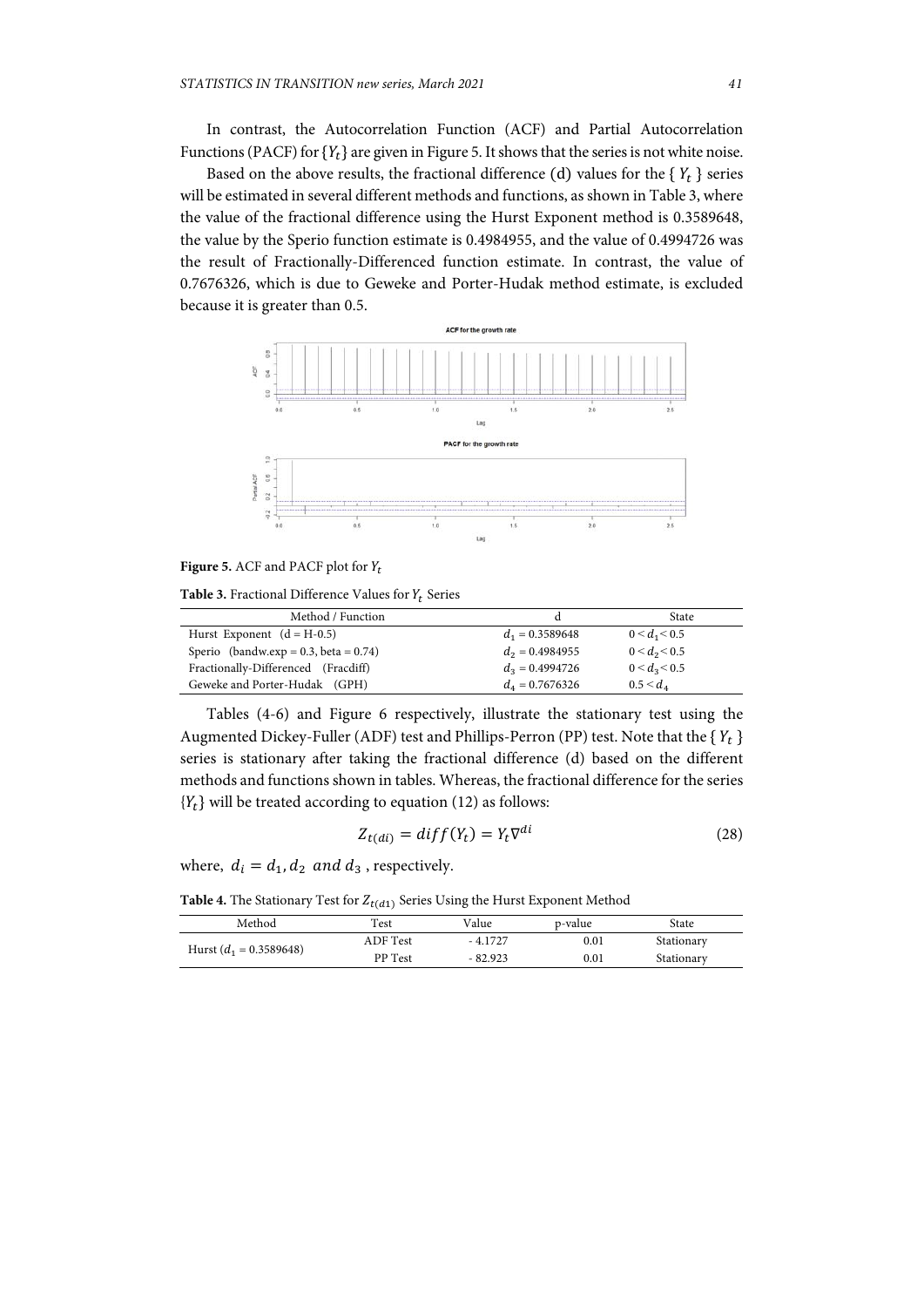In contrast, the Autocorrelation Function (ACF) and Partial Autocorrelation Functions (PACF) for $\{Y_t\}$ are given in Figure 5. It shows that the series is not white noise.

Based on the above results, the fractional difference (d) values for the $\{ Y_t \}$ series will be estimated in several different methods and functions, as shown in Table 3, where the value of the fractional difference using the Hurst Exponent method is 0.3589648, the value by the Sperio function estimate is 0.4984955, and the value of 0.4994726 was the result of Fractionally-Differenced function estimate. In contrast, the value of 0.7676326, which is due to Geweke and Porter-Hudak method estimate, is excluded because it is greater than 0.5.

**Figure 5.** ACF and PACF plot for $Y_t$

**Table 3.** Fractional Difference Values for $Y_t$ Series

| Method / Function | d | State |
|---|---|---|
| Hurst Exponent (d = H-0.5) | $d_1 = 0.3589648$ | $0 < d_1 < 0.5$ |
| Sperio (bandw.exp = 0.3, beta = 0.74) | $d_2 = 0.4984955$ | $0 < d_2 < 0.5$ |
| Fractionally-Differenced (Fracdiff) | $d_3 = 0.4994726$ | $0 < d_3 < 0.5$ |
| Geweke and Porter-Hudak (GPH) | $d_4 = 0.7676326$ | $0.5 < d_4$ |

Tables (4-6) and Figure 6 respectively, illustrate the stationary test using the Augmented Dickey-Fuller (ADF) test and Phillips-Perron (PP) test. Note that the $\{ Y_t \}$ series is stationary after taking the fractional difference (d) based on the different methods and functions shown in tables. Whereas, the fractional difference for the series $\{Y_t\}$ will be treated according to equation (12) as follows:

$$Z_{t(di)} = diff(Y_t) = Y_t \nabla^{di} \tag{28}$$

where, $d_i = d_1, d_2 \text{ and } d_3$, respectively.

**Table 4.** The Stationary Test for $Z_{t(d1)}$ Series Using the Hurst Exponent Method

| Method | Test | Value | p-value | State |
|---|---|---|---|---|
| Hurst ($d_1 = 0.3589648$) | ADF Test | - 4.1727 | 0.01 | Stationary |
| | PP Test | - 82.923 | 0.01 | Stationary |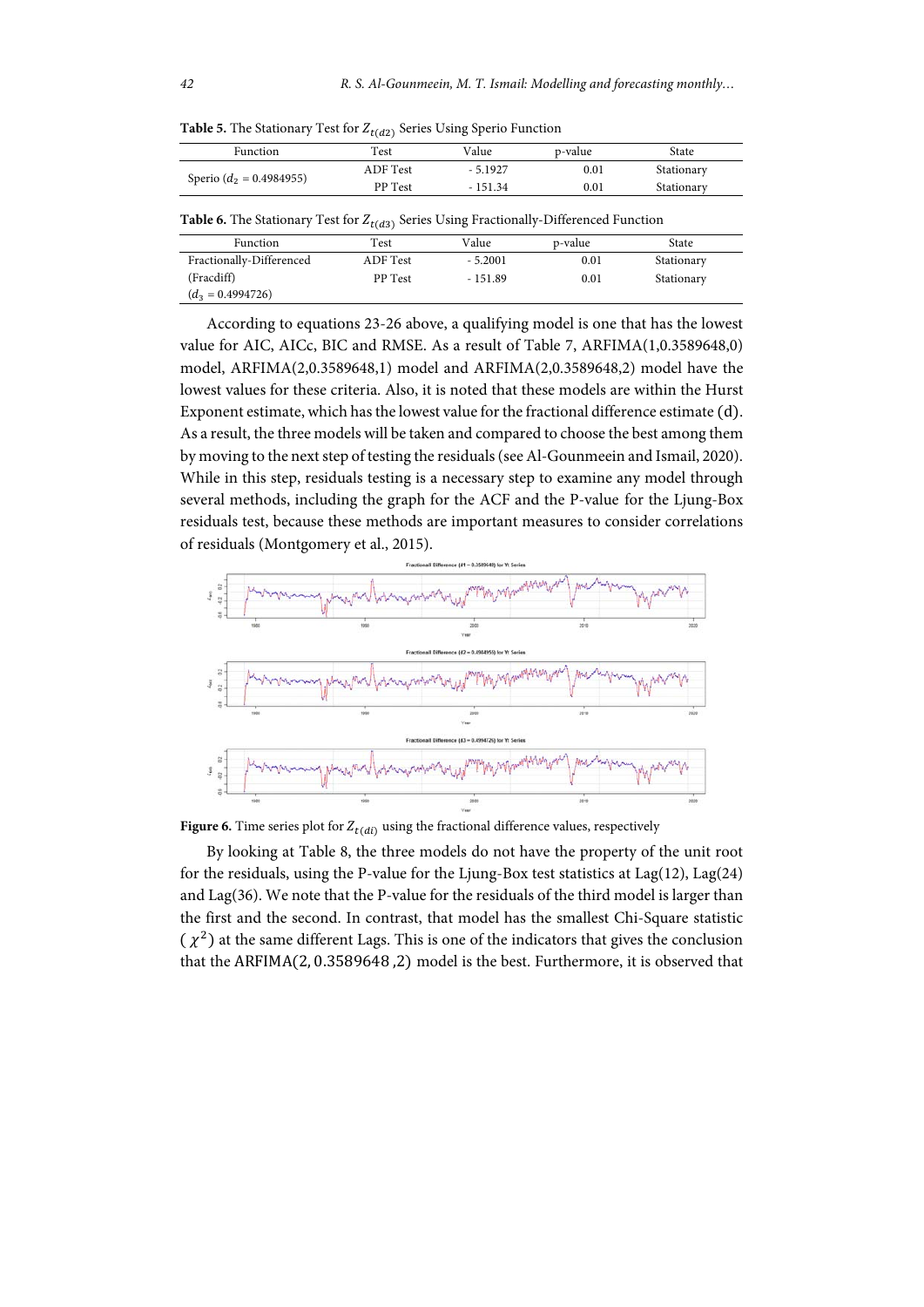**Table 5.** The Stationary Test for $Z_{t(d2)}$ Series Using Sperio Function

| Function | Test | Value | p-value | State |
|---|---|---|---|---|
| Sperio ($d_2$ = 0.4984955) | ADF Test | - 5.1927 | 0.01 | Stationary |
| | PP Test | - 151.34 | 0.01 | Stationary |

**Table 6.** The Stationary Test for $Z_{t(d3)}$ Series Using Fractionally-Differenced Function

| Function | Test | Value | p-value | State |
|---|---|---|---|---|
| Fractionally-Differenced (Fracdiff) ($d_3$ = 0.4994726) | ADF Test | - 5.2001 | 0.01 | Stationary |
| | PP Test | - 151.89 | 0.01 | Stationary |

According to equations 23-26 above, a qualifying model is one that has the lowest value for AIC, AICc, BIC and RMSE. As a result of Table 7, ARFIMA(1,0.3589648,0) model, ARFIMA(2,0.3589648,1) model and ARFIMA(2,0.3589648,2) model have the lowest values for these criteria. Also, it is noted that these models are within the Hurst Exponent estimate, which has the lowest value for the fractional difference estimate (d). As a result, the three models will be taken and compared to choose the best among them by moving to the next step of testing the residuals (see Al-Gounmeein and Ismail, 2020). While in this step, residuals testing is a necessary step to examine any model through several methods, including the graph for the ACF and the P-value for the Ljung-Box residuals test, because these methods are important measures to consider correlations of residuals (Montgomery et al., 2015).

**Figure 6.** Time series plot for $Z_{t(di)}$ using the fractional difference values, respectively

By looking at Table 8, the three models do not have the property of the unit root for the residuals, using the P-value for the Ljung-Box test statistics at Lag(12), Lag(24) and Lag(36). We note that the P-value for the residuals of the third model is larger than the first and the second. In contrast, that model has the smallest Chi-Square statistic ($\chi^2$) at the same different Lags. This is one of the indicators that gives the conclusion that the ARFIMA(2, 0.3589648 ,2) model is the best. Furthermore, it is observed that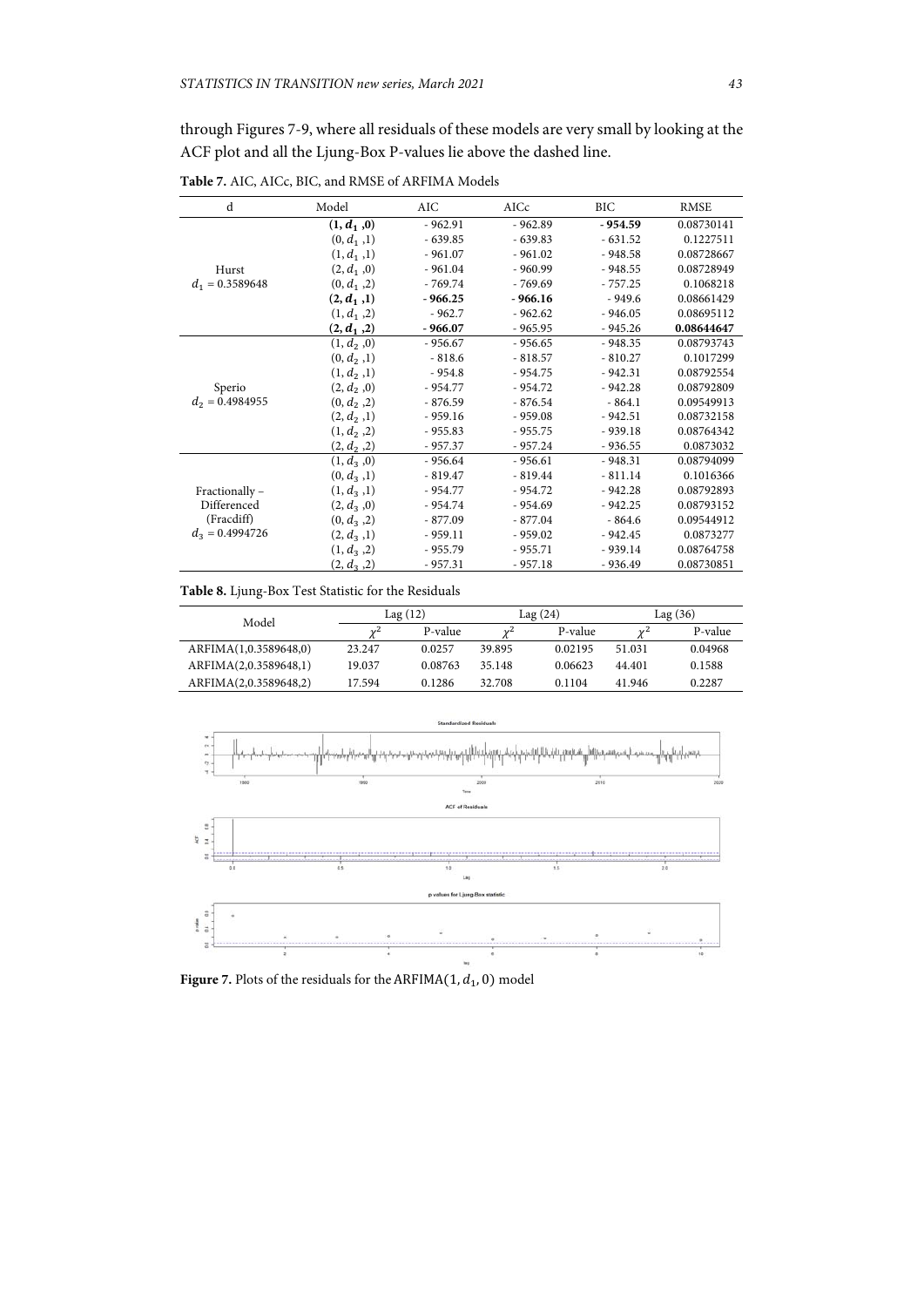through Figures 7-9, where all residuals of these models are very small by looking at the ACF plot and all the Ljung-Box P-values lie above the dashed line.

**Table 7.** AIC, AICc, BIC, and RMSE of ARFIMA Models

| d | Model | AIC | AICc | BIC | RMSE |
|---|---|---|---|---|---|
| Hurst $d_1 = 0.3589648$ | $(\mathbf{1}, \boldsymbol{d_1}, \mathbf{0})$ | - 962.91 | - 962.89 | **- 954.59** | 0.08730141 |
| | $(0, d_1, 1)$ | - 639.85 | - 639.83 | - 631.52 | 0.1227511 |
| | $(1, d_1, 1)$ | - 961.07 | - 961.02 | - 948.58 | 0.08728667 |
| | $(2, d_1, 0)$ | - 961.04 | - 960.99 | - 948.55 | 0.08728949 |
| | $(0, d_1, 2)$ | - 769.74 | - 769.69 | - 757.25 | 0.1068218 |
| | $(\mathbf{2}, \boldsymbol{d_1}, \mathbf{1})$ | **- 966.25** | **- 966.16** | - 949.6 | 0.08661429 |
| | $(1, d_1, 2)$ | - 962.7 | - 962.62 | - 946.05 | 0.08695112 |
| | $(\mathbf{2}, \boldsymbol{d_1}, \mathbf{2})$ | - 966.07 | - 965.95 | - 945.26 | **0.08644647** |
| Sperio $d_2 = 0.4984955$ | $(1, d_2, 0)$ | - 956.67 | - 956.65 | - 948.35 | 0.08793743 |
| | $(0, d_2, 1)$ | - 818.6 | - 818.57 | - 810.27 | 0.1017299 |
| | $(1, d_2, 1)$ | - 954.8 | - 954.75 | - 942.31 | 0.08792554 |
| | $(2, d_2, 0)$ | - 954.77 | - 954.72 | - 942.28 | 0.08792809 |
| | $(0, d_2, 2)$ | - 876.59 | - 876.54 | - 864.1 | 0.09549913 |
| | $(2, d_2, 1)$ | - 959.16 | - 959.08 | - 942.51 | 0.08732158 |
| | $(1, d_2, 2)$ | - 955.83 | - 955.75 | - 939.18 | 0.08764342 |
| | $(2, d_2, 2)$ | - 957.37 | - 957.24 | - 936.55 | 0.0873032 |
| Fractionally – Differenced (Fracdiff) $d_3 = 0.4994726$ | $(1, d_3, 0)$ | - 956.64 | - 956.61 | - 948.31 | 0.08794099 |
| | $(0, d_3, 1)$ | - 819.47 | - 819.44 | - 811.14 | 0.1016366 |
| | $(1, d_3, 1)$ | - 954.77 | - 954.72 | - 942.28 | 0.08792893 |
| | $(2, d_3, 0)$ | - 954.74 | - 954.69 | - 942.25 | 0.08793152 |
| | $(0, d_3, 2)$ | - 877.09 | - 877.04 | - 864.6 | 0.09544912 |
| | $(2, d_3, 1)$ | - 959.11 | - 959.02 | - 942.45 | 0.0873277 |
| | $(1, d_3, 2)$ | - 955.79 | - 955.71 | - 939.14 | 0.08764758 |
| | $(2, d_3, 2)$ | - 957.31 | - 957.18 | - 936.49 | 0.08730851 |

**Table 8.** Ljung-Box Test Statistic for the Residuals

| Model | Lag (12) | | Lag (24) | | Lag (36) | |
|---|---|---|---|---|---|---|
| | $\chi^2$ | P-value | $\chi^2$ | P-value | $\chi^2$ | P-value |
| ARFIMA(1,0.3589648,0) | 23.247 | 0.0257 | 39.895 | 0.02195 | 51.031 | 0.04968 |
| ARFIMA(2,0.3589648,1) | 19.037 | 0.08763 | 35.148 | 0.06623 | 44.401 | 0.1588 |
| ARFIMA(2,0.3589648,2) | 17.594 | 0.1286 | 32.708 | 0.1104 | 41.946 | 0.2287 |

**Figure 7.** Plots of the residuals for the ARFIMA$(1, d_1, 0)$ model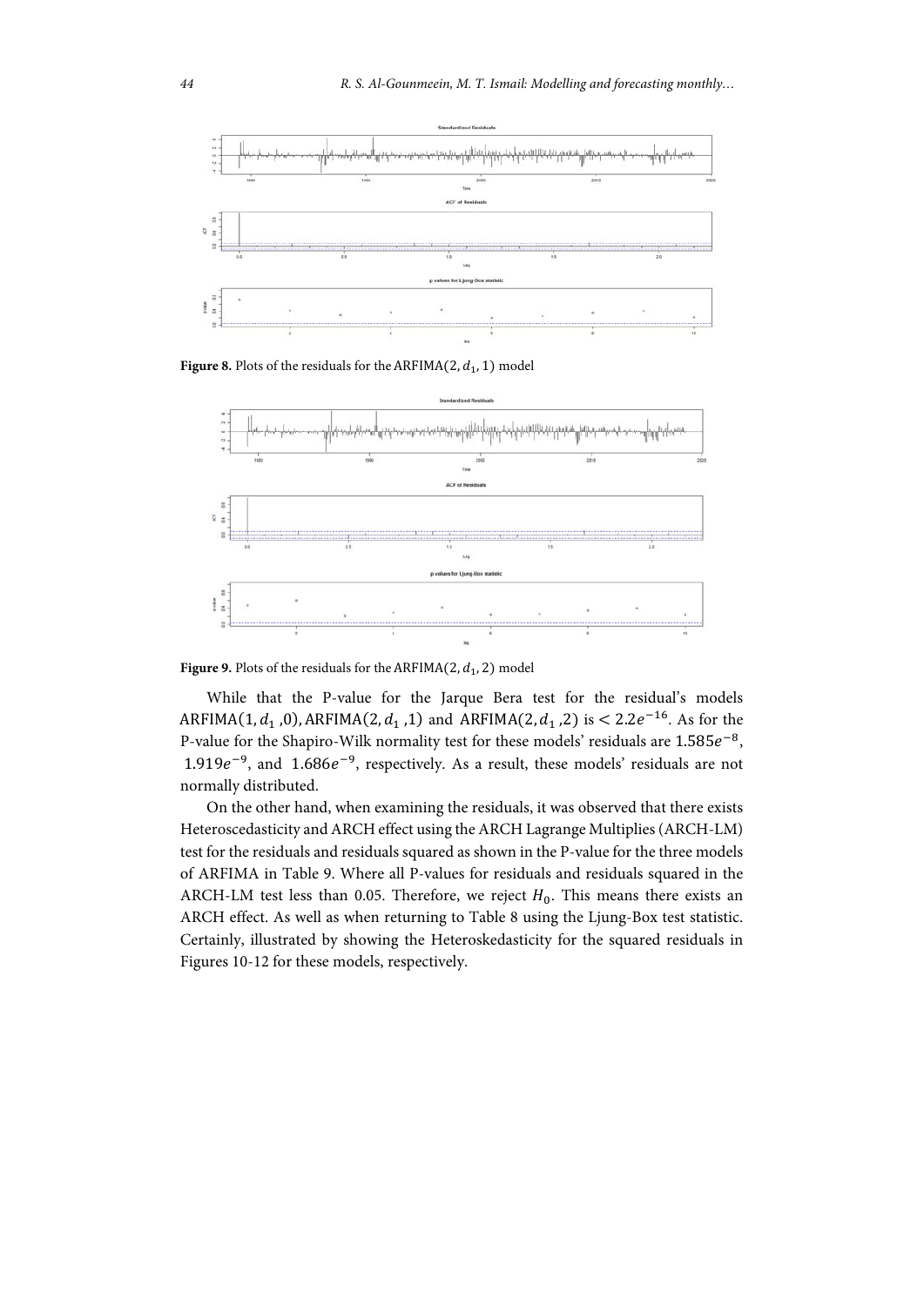**Figure 8.** Plots of the residuals for the ARFIMA$(2, d_1, 1)$ model

**Figure 9.** Plots of the residuals for the ARFIMA$(2, d_1, 2)$ model

While that the P-value for the Jarque Bera test for the residual's models ARFIMA$(1, d_1, 0)$, ARFIMA$(2, d_1, 1)$ and ARFIMA$(2, d_1, 2)$ is $< 2.2e^{-16}$. As for the P-value for the Shapiro-Wilk normality test for these models' residuals are $1.585e^{-8}$, $1.919e^{-9}$, and $1.686e^{-9}$, respectively. As a result, these models' residuals are not normally distributed.

On the other hand, when examining the residuals, it was observed that there exists Heteroscedasticity and ARCH effect using the ARCH Lagrange Multiplies (ARCH-LM) test for the residuals and residuals squared as shown in the P-value for the three models of ARFIMA in Table 9. Where all P-values for residuals and residuals squared in the ARCH-LM test less than 0.05. Therefore, we reject $H_0$. This means there exists an ARCH effect. As well as when returning to Table 8 using the Ljung-Box test statistic. Certainly, illustrated by showing the Heteroskedasticity for the squared residuals in Figures 10-12 for these models, respectively.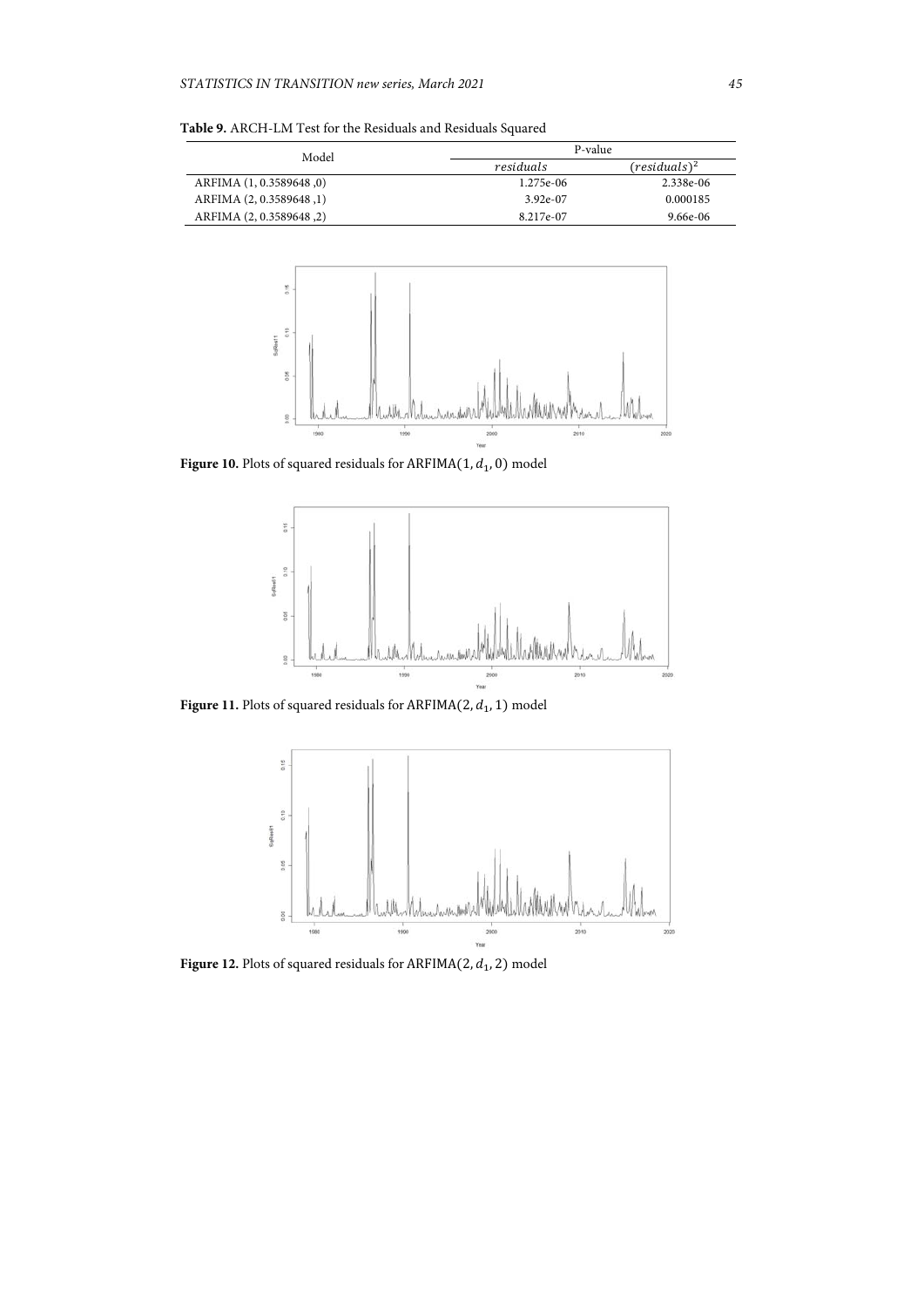**Table 9.** ARCH-LM Test for the Residuals and Residuals Squared

| Model | P-value | |
|---|---|---|
| | *residuals* | $(residuals)^2$ |
| ARFIMA (1, 0.3589648 ,0) | 1.275e-06 | 2.338e-06 |
| ARFIMA (2, 0.3589648 ,1) | 3.92e-07 | 0.000185 |
| ARFIMA (2, 0.3589648 ,2) | 8.217e-07 | 9.66e-06 |

**Figure 10.** Plots of squared residuals for ARFIMA$(1, d_1, 0)$ model

**Figure 11.** Plots of squared residuals for ARFIMA$(2, d_1, 1)$ model

**Figure 12.** Plots of squared residuals for ARFIMA$(2, d_1, 2)$ model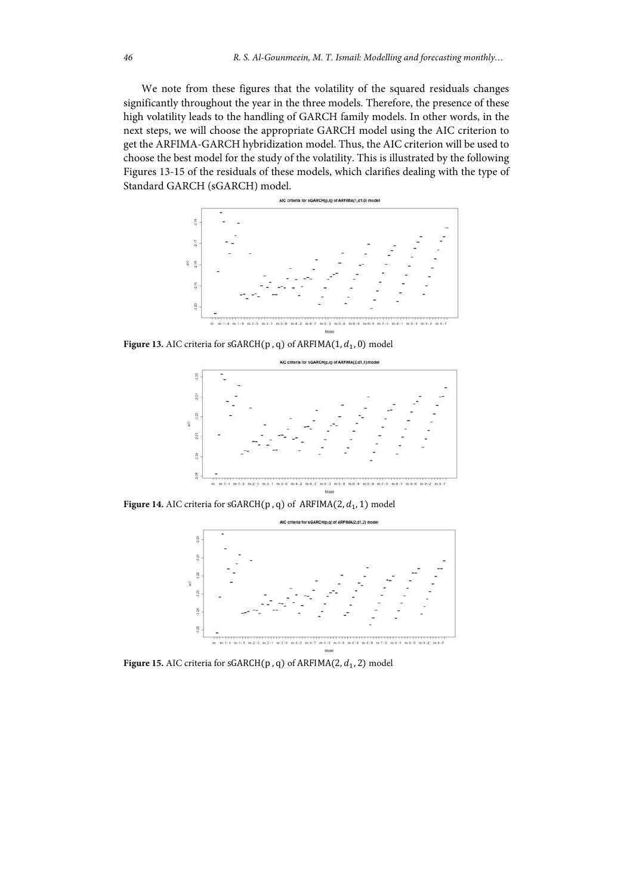We note from these figures that the volatility of the squared residuals changes significantly throughout the year in the three models. Therefore, the presence of these high volatility leads to the handling of GARCH family models. In other words, in the next steps, we will choose the appropriate GARCH model using the AIC criterion to get the ARFIMA-GARCH hybridization model. Thus, the AIC criterion will be used to choose the best model for the study of the volatility. This is illustrated by the following Figures 13-15 of the residuals of these models, which clarifies dealing with the type of Standard GARCH (sGARCH) model.

**Figure 13.** AIC criteria for sGARCH(p , q) of ARFIMA$(1, d_1, 0)$ model

**Figure 14.** AIC criteria for sGARCH(p , q) of ARFIMA$(2, d_1, 1)$ model

**Figure 15.** AIC criteria for sGARCH(p , q) of ARFIMA$(2, d_1, 2)$ model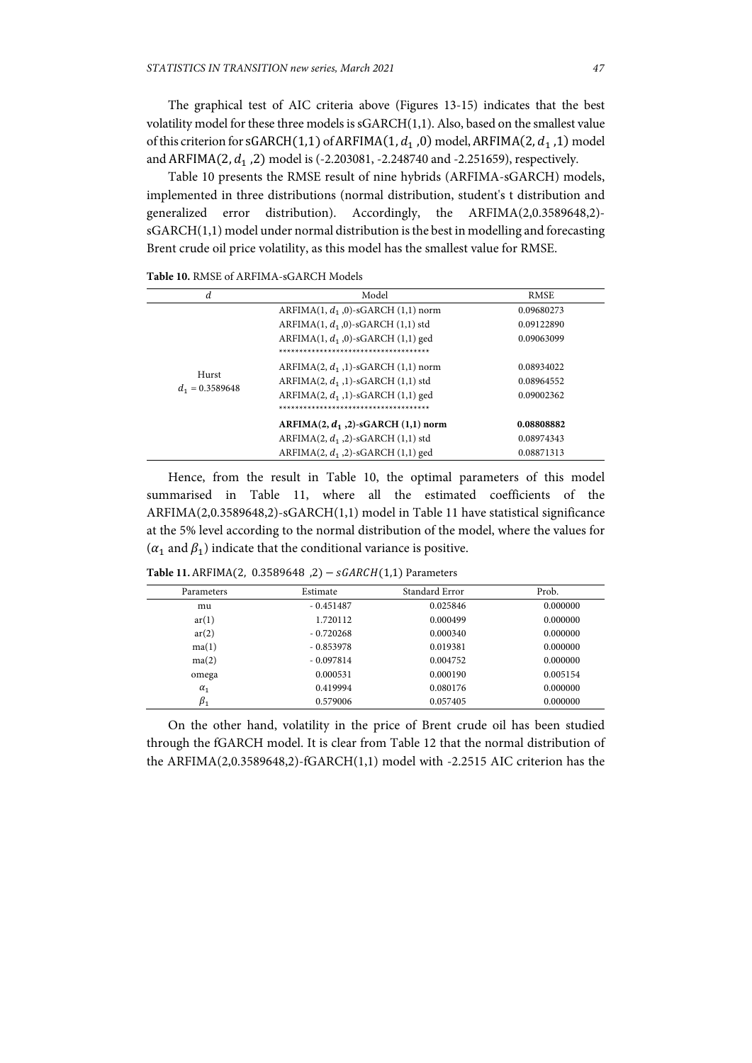The graphical test of AIC criteria above (Figures 13-15) indicates that the best volatility model for these three models is sGARCH(1,1). Also, based on the smallest value of this criterion for sGARCH$(1,1)$ of ARFIMA$(1, d_1, 0)$ model, ARFIMA$(2, d_1, 1)$ model and ARFIMA$(2, d_1, 2)$ model is (-2.203081, -2.248740 and -2.251659), respectively.

Table 10 presents the RMSE result of nine hybrids (ARFIMA-sGARCH) models, implemented in three distributions (normal distribution, student's t distribution and generalized error distribution). Accordingly, the ARFIMA(2,0.3589648,2)-sGARCH(1,1) model under normal distribution is the best in modelling and forecasting Brent crude oil price volatility, as this model has the smallest value for RMSE.

**Table 10.** RMSE of ARFIMA-sGARCH Models

| $d$ | Model | RMSE |
|---|---|---|
| Hurst $d_1 = 0.3589648$ | ARFIMA(1, $d_1$,0)-sGARCH (1,1) norm | 0.09680273 |
| | ARFIMA(1, $d_1$,0)-sGARCH (1,1) std | 0.09122890 |
| | ARFIMA(1, $d_1$,0)-sGARCH (1,1) ged | 0.09063099 |
| | ************************************ | |
| | ARFIMA(2, $d_1$,1)-sGARCH (1,1) norm | 0.08934022 |
| | ARFIMA(2, $d_1$,1)-sGARCH (1,1) std | 0.08964552 |
| | ARFIMA(2, $d_1$,1)-sGARCH (1,1) ged | 0.09002362 |
| | ************************************ | |
| | **ARFIMA(2, $d_1$,2)-sGARCH (1,1) norm** | **0.08808882** |
| | ARFIMA(2, $d_1$,2)-sGARCH (1,1) std | 0.08974343 |
| | ARFIMA(2, $d_1$,2)-sGARCH (1,1) ged | 0.08871313 |

Hence, from the result in Table 10, the optimal parameters of this model summarised in Table 11, where all the estimated coefficients of the ARFIMA(2,0.3589648,2)-sGARCH(1,1) model in Table 11 have statistical significance at the 5% level according to the normal distribution of the model, where the values for ($\alpha_1$ and $\beta_1$) indicate that the conditional variance is positive.

**Table 11.** ARFIMA(2, 0.3589648 ,2) $- sGARCH(1,1)$ Parameters

| Parameters | Estimate | Standard Error | Prob. |
|---|---|---|---|
| mu | - 0.451487 | 0.025846 | 0.000000 |
| ar(1) | 1.720112 | 0.000499 | 0.000000 |
| ar(2) | - 0.720268 | 0.000340 | 0.000000 |
| ma(1) | - 0.853978 | 0.019381 | 0.000000 |
| ma(2) | - 0.097814 | 0.004752 | 0.000000 |
| omega | 0.000531 | 0.000190 | 0.005154 |
| $\alpha_1$ | 0.419994 | 0.080176 | 0.000000 |
| $\beta_1$ | 0.579006 | 0.057405 | 0.000000 |

On the other hand, volatility in the price of Brent crude oil has been studied through the fGARCH model. It is clear from Table 12 that the normal distribution of the ARFIMA(2,0.3589648,2)-fGARCH(1,1) model with -2.2515 AIC criterion has the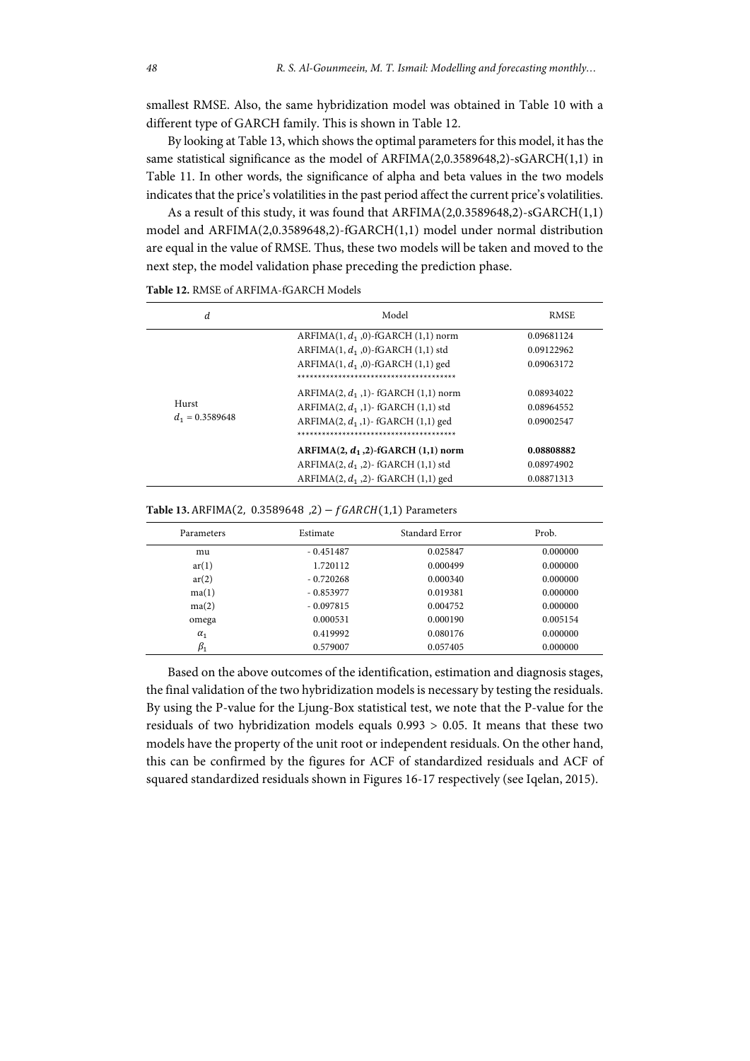smallest RMSE. Also, the same hybridization model was obtained in Table 10 with a different type of GARCH family. This is shown in Table 12.

By looking at Table 13, which shows the optimal parameters for this model, it has the same statistical significance as the model of ARFIMA(2,0.3589648,2)-sGARCH(1,1) in Table 11. In other words, the significance of alpha and beta values in the two models indicates that the price's volatilities in the past period affect the current price's volatilities.

As a result of this study, it was found that ARFIMA(2,0.3589648,2)-sGARCH(1,1) model and ARFIMA(2,0.3589648,2)-fGARCH(1,1) model under normal distribution are equal in the value of RMSE. Thus, these two models will be taken and moved to the next step, the model validation phase preceding the prediction phase.

**Table 12.** RMSE of ARFIMA-fGARCH Models

| $d$ | Model | RMSE |
|---|---|---|
| Hurst $d_1 = 0.3589648$ | ARFIMA(1, $d_1$ ,0)-fGARCH (1,1) norm | 0.09681124 |
| | ARFIMA(1, $d_1$ ,0)-fGARCH (1,1) std | 0.09122962 |
| | ARFIMA(1, $d_1$ ,0)-fGARCH (1,1) ged | 0.09063172 |
| | ************************************** | |
| | ARFIMA(2, $d_1$ ,1)- fGARCH (1,1) norm | 0.08934022 |
| | ARFIMA(2, $d_1$ ,1)- fGARCH (1,1) std | 0.08964552 |
| | ARFIMA(2, $d_1$ ,1)- fGARCH (1,1) ged | 0.09002547 |
| | ************************************** | |
| | **ARFIMA(2, $d_1$ ,2)-fGARCH (1,1) norm** | **0.08808882** |
| | ARFIMA(2, $d_1$ ,2)- fGARCH (1,1) std | 0.08974902 |
| | ARFIMA(2, $d_1$ ,2)- fGARCH (1,1) ged | 0.08871313 |

**Table 13.** ARFIMA$(2,\ 0.3589648\ ,2) - fGARCH(1,1)$ Parameters

| Parameters | Estimate | Standard Error | Prob. |
|---|---|---|---|
| mu | - 0.451487 | 0.025847 | 0.000000 |
| ar(1) | 1.720112 | 0.000499 | 0.000000 |
| ar(2) | - 0.720268 | 0.000340 | 0.000000 |
| ma(1) | - 0.853977 | 0.019381 | 0.000000 |
| ma(2) | - 0.097815 | 0.004752 | 0.000000 |
| omega | 0.000531 | 0.000190 | 0.005154 |
| $\alpha_1$ | 0.419992 | 0.080176 | 0.000000 |
| $\beta_1$ | 0.579007 | 0.057405 | 0.000000 |

Based on the above outcomes of the identification, estimation and diagnosis stages, the final validation of the two hybridization models is necessary by testing the residuals. By using the P-value for the Ljung-Box statistical test, we note that the P-value for the residuals of two hybridization models equals $0.993 > 0.05$. It means that these two models have the property of the unit root or independent residuals. On the other hand, this can be confirmed by the figures for ACF of standardized residuals and ACF of squared standardized residuals shown in Figures 16-17 respectively (see Iqelan, 2015).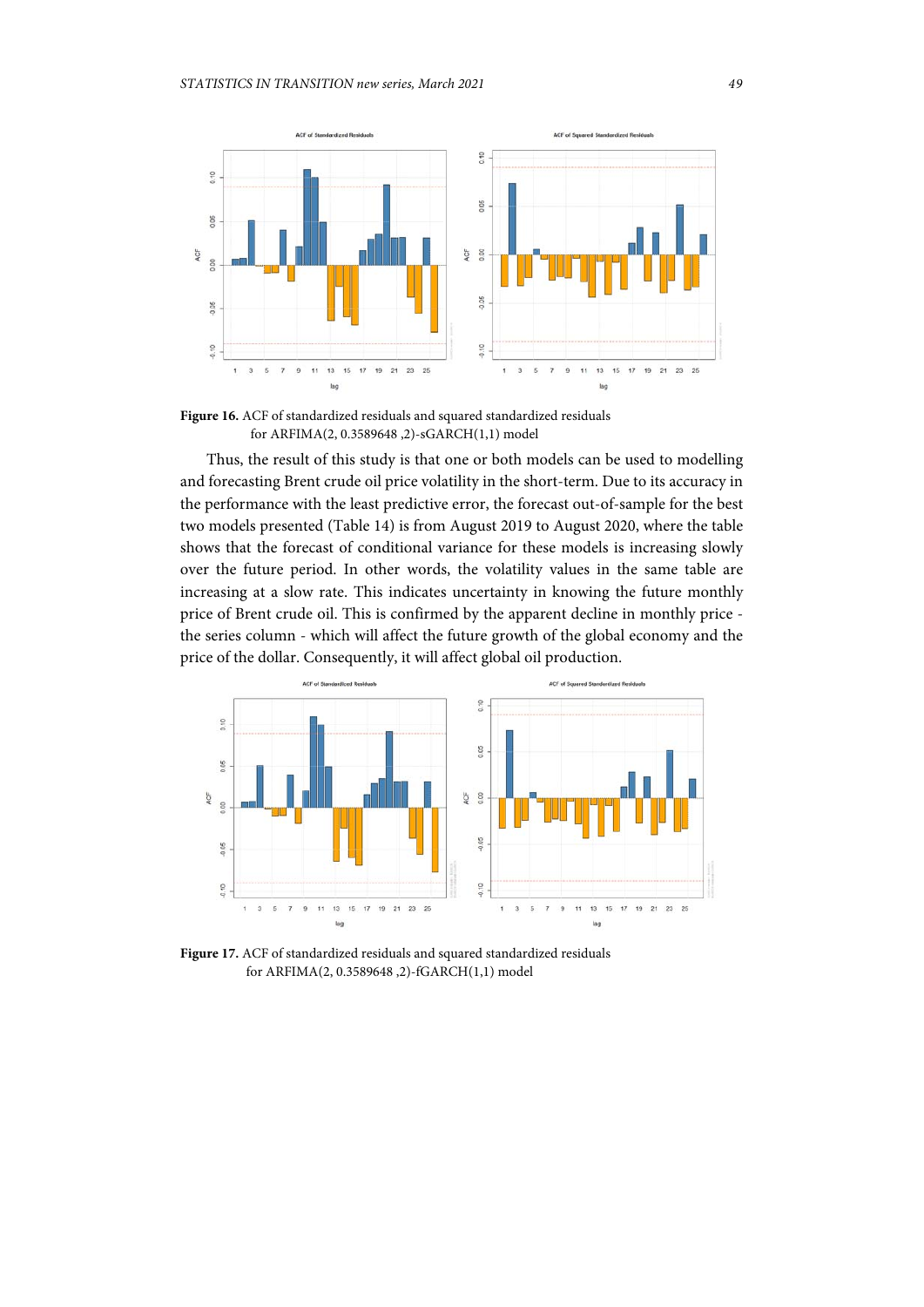Figure 16. ACF of standardized residuals and squared standardized residuals for ARFIMA(2, 0.3589648 ,2)-sGARCH(1,1) model

Thus, the result of this study is that one or both models can be used to modelling and forecasting Brent crude oil price volatility in the short-term. Due to its accuracy in the performance with the least predictive error, the forecast out-of-sample for the best two models presented (Table 14) is from August 2019 to August 2020, where the table shows that the forecast of conditional variance for these models is increasing slowly over the future period. In other words, the volatility values in the same table are increasing at a slow rate. This indicates uncertainty in knowing the future monthly price of Brent crude oil. This is confirmed by the apparent decline in monthly price - the series column - which will affect the future growth of the global economy and the price of the dollar. Consequently, it will affect global oil production.

Figure 17. ACF of standardized residuals and squared standardized residuals for ARFIMA(2, 0.3589648 ,2)-fGARCH(1,1) model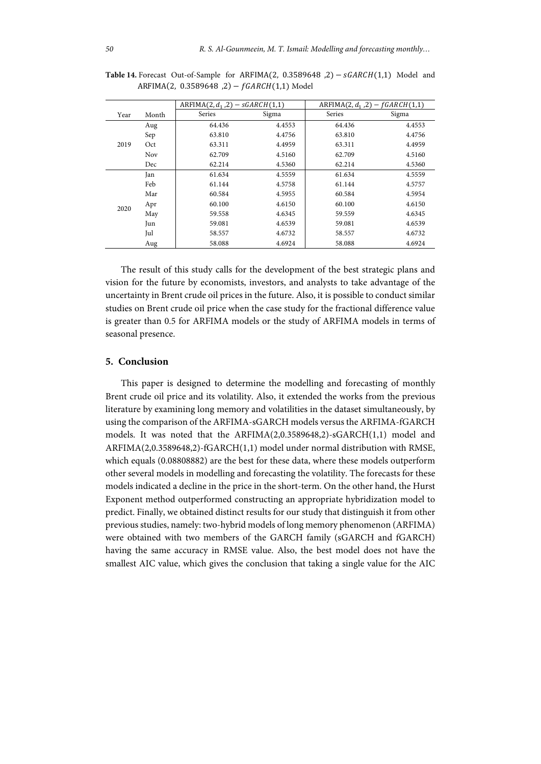**Table 14.** Forecast Out-of-Sample for ARFIMA(2, 0.3589648 ,2) − $sGARCH(1,1)$ Model and ARFIMA(2, 0.3589648 ,2) − $fGARCH(1,1)$ Model

| Year | Month | ARFIMA(2, $d_1$ ,2) − $sGARCH(1,1)$ | | ARFIMA(2, $d_1$ ,2) − $fGARCH(1,1)$ | |
|---|---|---|---|---|---|
| | | Series | Sigma | Series | Sigma |
| 2019 | Aug | 64.436 | 4.4553 | 64.436 | 4.4553 |
| | Sep | 63.810 | 4.4756 | 63.810 | 4.4756 |
| | Oct | 63.311 | 4.4959 | 63.311 | 4.4959 |
| | Nov | 62.709 | 4.5160 | 62.709 | 4.5160 |
| | Dec | 62.214 | 4.5360 | 62.214 | 4.5360 |
| 2020 | Jan | 61.634 | 4.5559 | 61.634 | 4.5559 |
| | Feb | 61.144 | 4.5758 | 61.144 | 4.5757 |
| | Mar | 60.584 | 4.5955 | 60.584 | 4.5954 |
| | Apr | 60.100 | 4.6150 | 60.100 | 4.6150 |
| | May | 59.558 | 4.6345 | 59.559 | 4.6345 |
| | Jun | 59.081 | 4.6539 | 59.081 | 4.6539 |
| | Jul | 58.557 | 4.6732 | 58.557 | 4.6732 |
| | Aug | 58.088 | 4.6924 | 58.088 | 4.6924 |

The result of this study calls for the development of the best strategic plans and vision for the future by economists, investors, and analysts to take advantage of the uncertainty in Brent crude oil prices in the future. Also, it is possible to conduct similar studies on Brent crude oil price when the case study for the fractional difference value is greater than 0.5 for ARFIMA models or the study of ARFIMA models in terms of seasonal presence.

## 5. Conclusion

This paper is designed to determine the modelling and forecasting of monthly Brent crude oil price and its volatility. Also, it extended the works from the previous literature by examining long memory and volatilities in the dataset simultaneously, by using the comparison of the ARFIMA-sGARCH models versus the ARFIMA-fGARCH models. It was noted that the ARFIMA(2,0.3589648,2)-sGARCH(1,1) model and ARFIMA(2,0.3589648,2)-fGARCH(1,1) model under normal distribution with RMSE, which equals (0.08808882) are the best for these data, where these models outperform other several models in modelling and forecasting the volatility. The forecasts for these models indicated a decline in the price in the short-term. On the other hand, the Hurst Exponent method outperformed constructing an appropriate hybridization model to predict. Finally, we obtained distinct results for our study that distinguish it from other previous studies, namely: two-hybrid models of long memory phenomenon (ARFIMA) were obtained with two members of the GARCH family (sGARCH and fGARCH) having the same accuracy in RMSE value. Also, the best model does not have the smallest AIC value, which gives the conclusion that taking a single value for the AIC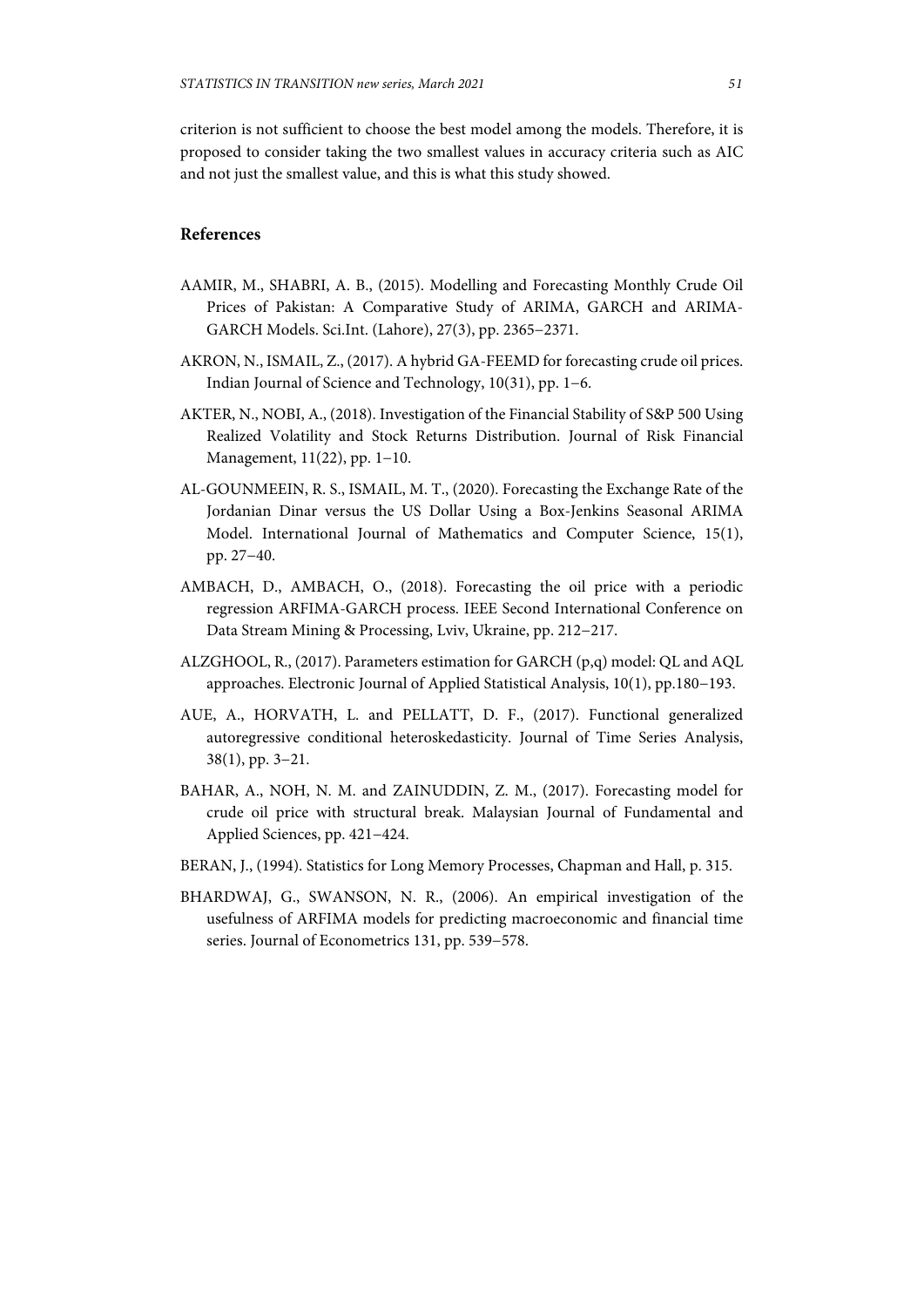criterion is not sufficient to choose the best model among the models. Therefore, it is proposed to consider taking the two smallest values in accuracy criteria such as AIC and not just the smallest value, and this is what this study showed.

## References

AAMIR, M., SHABRI, A. B., (2015). Modelling and Forecasting Monthly Crude Oil Prices of Pakistan: A Comparative Study of ARIMA, GARCH and ARIMA-GARCH Models. Sci.Int. (Lahore), 27(3), pp. 2365–2371.

AKRON, N., ISMAIL, Z., (2017). A hybrid GA-FEEMD for forecasting crude oil prices. Indian Journal of Science and Technology, 10(31), pp. 1–6.

AKTER, N., NOBI, A., (2018). Investigation of the Financial Stability of S&P 500 Using Realized Volatility and Stock Returns Distribution. Journal of Risk Financial Management, 11(22), pp. 1–10.

AL-GOUNMEEIN, R. S., ISMAIL, M. T., (2020). Forecasting the Exchange Rate of the Jordanian Dinar versus the US Dollar Using a Box-Jenkins Seasonal ARIMA Model. International Journal of Mathematics and Computer Science, 15(1), pp. 27–40.

AMBACH, D., AMBACH, O., (2018). Forecasting the oil price with a periodic regression ARFIMA-GARCH process. IEEE Second International Conference on Data Stream Mining & Processing, Lviv, Ukraine, pp. 212–217.

ALZGHOOL, R., (2017). Parameters estimation for GARCH (p,q) model: QL and AQL approaches. Electronic Journal of Applied Statistical Analysis, 10(1), pp.180–193.

AUE, A., HORVATH, L. and PELLATT, D. F., (2017). Functional generalized autoregressive conditional heteroskedasticity. Journal of Time Series Analysis, 38(1), pp. 3–21.

BAHAR, A., NOH, N. M. and ZAINUDDIN, Z. M., (2017). Forecasting model for crude oil price with structural break. Malaysian Journal of Fundamental and Applied Sciences, pp. 421–424.

BERAN, J., (1994). Statistics for Long Memory Processes, Chapman and Hall, p. 315.

BHARDWAJ, G., SWANSON, N. R., (2006). An empirical investigation of the usefulness of ARFIMA models for predicting macroeconomic and financial time series. Journal of Econometrics 131, pp. 539–578.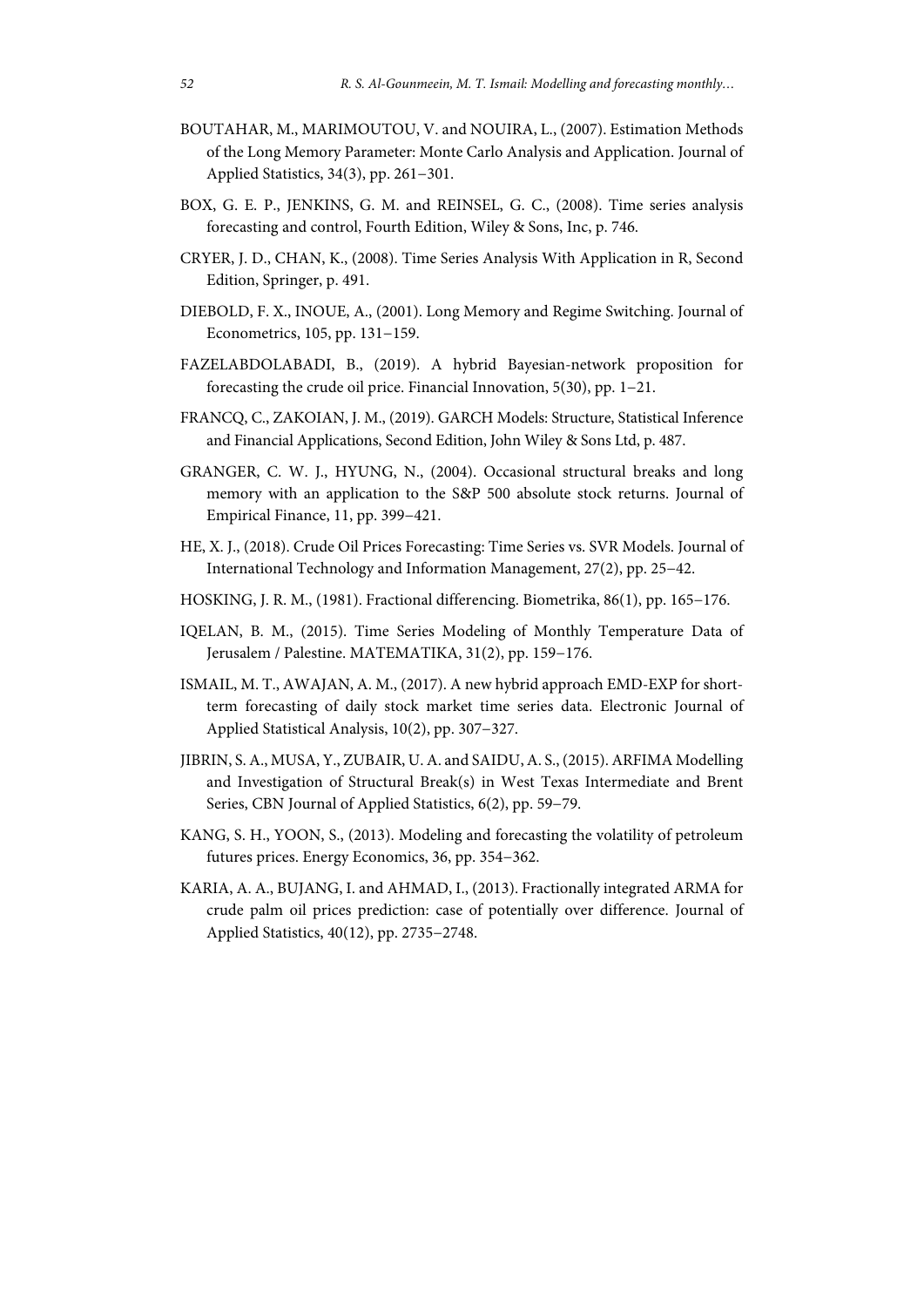BOUTAHAR, M., MARIMOUTOU, V. and NOUIRA, L., (2007). Estimation Methods of the Long Memory Parameter: Monte Carlo Analysis and Application. Journal of Applied Statistics, 34(3), pp. 261–301.

BOX, G. E. P., JENKINS, G. M. and REINSEL, G. C., (2008). Time series analysis forecasting and control, Fourth Edition, Wiley & Sons, Inc, p. 746.

CRYER, J. D., CHAN, K., (2008). Time Series Analysis With Application in R, Second Edition, Springer, p. 491.

DIEBOLD, F. X., INOUE, A., (2001). Long Memory and Regime Switching. Journal of Econometrics, 105, pp. 131–159.

FAZELABDOLABADI, B., (2019). A hybrid Bayesian-network proposition for forecasting the crude oil price. Financial Innovation, 5(30), pp. 1–21.

FRANCQ, C., ZAKOIAN, J. M., (2019). GARCH Models: Structure, Statistical Inference and Financial Applications, Second Edition, John Wiley & Sons Ltd, p. 487.

GRANGER, C. W. J., HYUNG, N., (2004). Occasional structural breaks and long memory with an application to the S&P 500 absolute stock returns. Journal of Empirical Finance, 11, pp. 399–421.

HE, X. J., (2018). Crude Oil Prices Forecasting: Time Series vs. SVR Models. Journal of International Technology and Information Management, 27(2), pp. 25–42.

HOSKING, J. R. M., (1981). Fractional differencing. Biometrika, 86(1), pp. 165–176.

IQELAN, B. M., (2015). Time Series Modeling of Monthly Temperature Data of Jerusalem / Palestine. MATEMATIKA, 31(2), pp. 159–176.

ISMAIL, M. T., AWAJAN, A. M., (2017). A new hybrid approach EMD-EXP for short-term forecasting of daily stock market time series data. Electronic Journal of Applied Statistical Analysis, 10(2), pp. 307–327.

JIBRIN, S. A., MUSA, Y., ZUBAIR, U. A. and SAIDU, A. S., (2015). ARFIMA Modelling and Investigation of Structural Break(s) in West Texas Intermediate and Brent Series, CBN Journal of Applied Statistics, 6(2), pp. 59–79.

KANG, S. H., YOON, S., (2013). Modeling and forecasting the volatility of petroleum futures prices. Energy Economics, 36, pp. 354–362.

KARIA, A. A., BUJANG, I. and AHMAD, I., (2013). Fractionally integrated ARMA for crude palm oil prices prediction: case of potentially over difference. Journal of Applied Statistics, 40(12), pp. 2735–2748.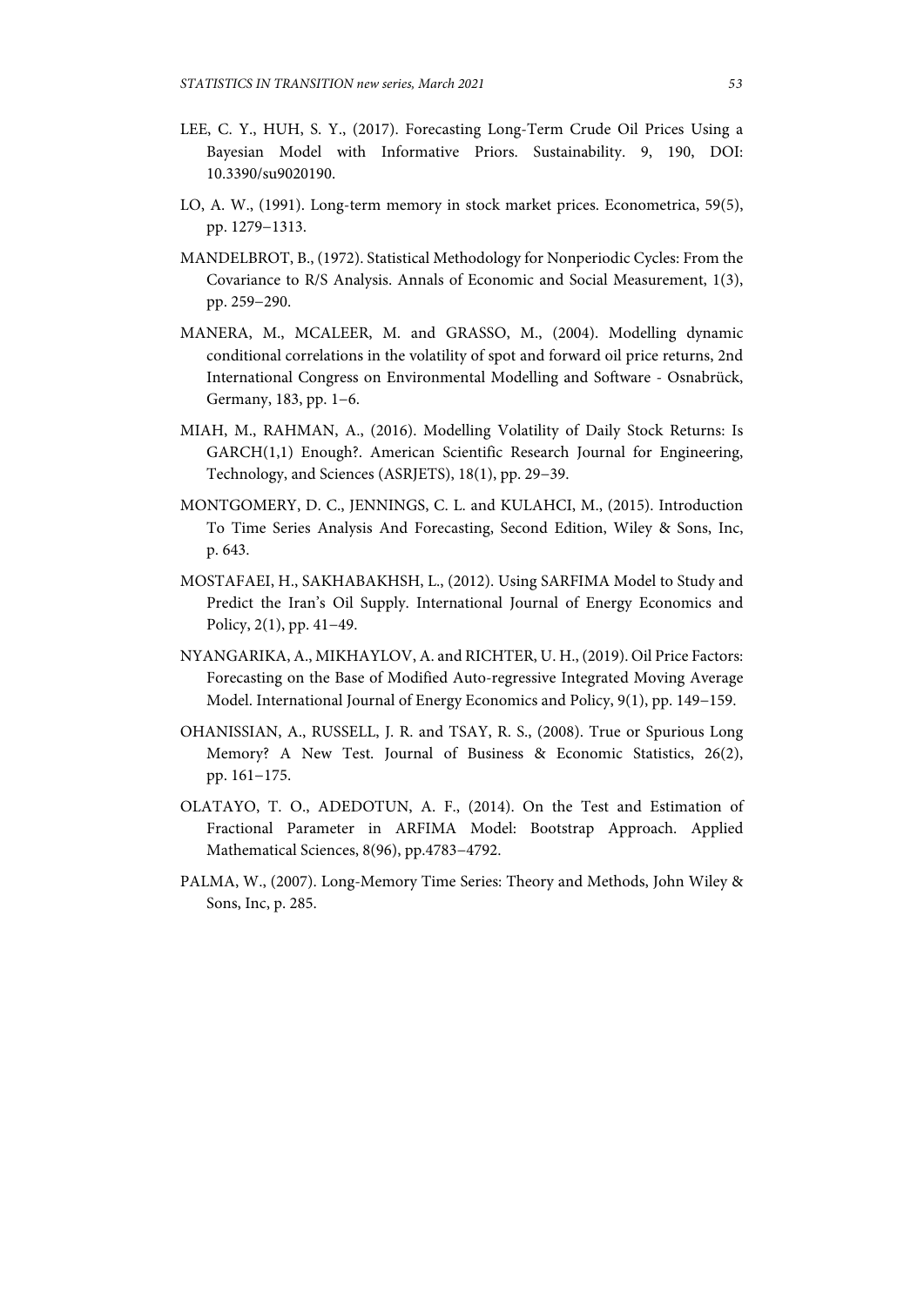LEE, C. Y., HUH, S. Y., (2017). Forecasting Long-Term Crude Oil Prices Using a Bayesian Model with Informative Priors. Sustainability. 9, 190, DOI: 10.3390/su9020190.

LO, A. W., (1991). Long-term memory in stock market prices. Econometrica, 59(5), pp. 1279−1313.

MANDELBROT, B., (1972). Statistical Methodology for Nonperiodic Cycles: From the Covariance to R/S Analysis. Annals of Economic and Social Measurement, 1(3), pp. 259−290.

MANERA, M., MCALEER, M. and GRASSO, M., (2004). Modelling dynamic conditional correlations in the volatility of spot and forward oil price returns, 2nd International Congress on Environmental Modelling and Software - Osnabrück, Germany, 183, pp. 1−6.

MIAH, M., RAHMAN, A., (2016). Modelling Volatility of Daily Stock Returns: Is GARCH(1,1) Enough?. American Scientific Research Journal for Engineering, Technology, and Sciences (ASRJETS), 18(1), pp. 29−39.

MONTGOMERY, D. C., JENNINGS, C. L. and KULAHCI, M., (2015). Introduction To Time Series Analysis And Forecasting, Second Edition, Wiley & Sons, Inc, p. 643.

MOSTAFAEI, H., SAKHABAKHSH, L., (2012). Using SARFIMA Model to Study and Predict the Iran's Oil Supply. International Journal of Energy Economics and Policy, 2(1), pp. 41−49.

NYANGARIKA, A., MIKHAYLOV, A. and RICHTER, U. H., (2019). Oil Price Factors: Forecasting on the Base of Modified Auto-regressive Integrated Moving Average Model. International Journal of Energy Economics and Policy, 9(1), pp. 149−159.

OHANISSIAN, A., RUSSELL, J. R. and TSAY, R. S., (2008). True or Spurious Long Memory? A New Test. Journal of Business & Economic Statistics, 26(2), pp. 161−175.

OLATAYO, T. O., ADEDOTUN, A. F., (2014). On the Test and Estimation of Fractional Parameter in ARFIMA Model: Bootstrap Approach. Applied Mathematical Sciences, 8(96), pp.4783−4792.

PALMA, W., (2007). Long-Memory Time Series: Theory and Methods, John Wiley & Sons, Inc, p. 285.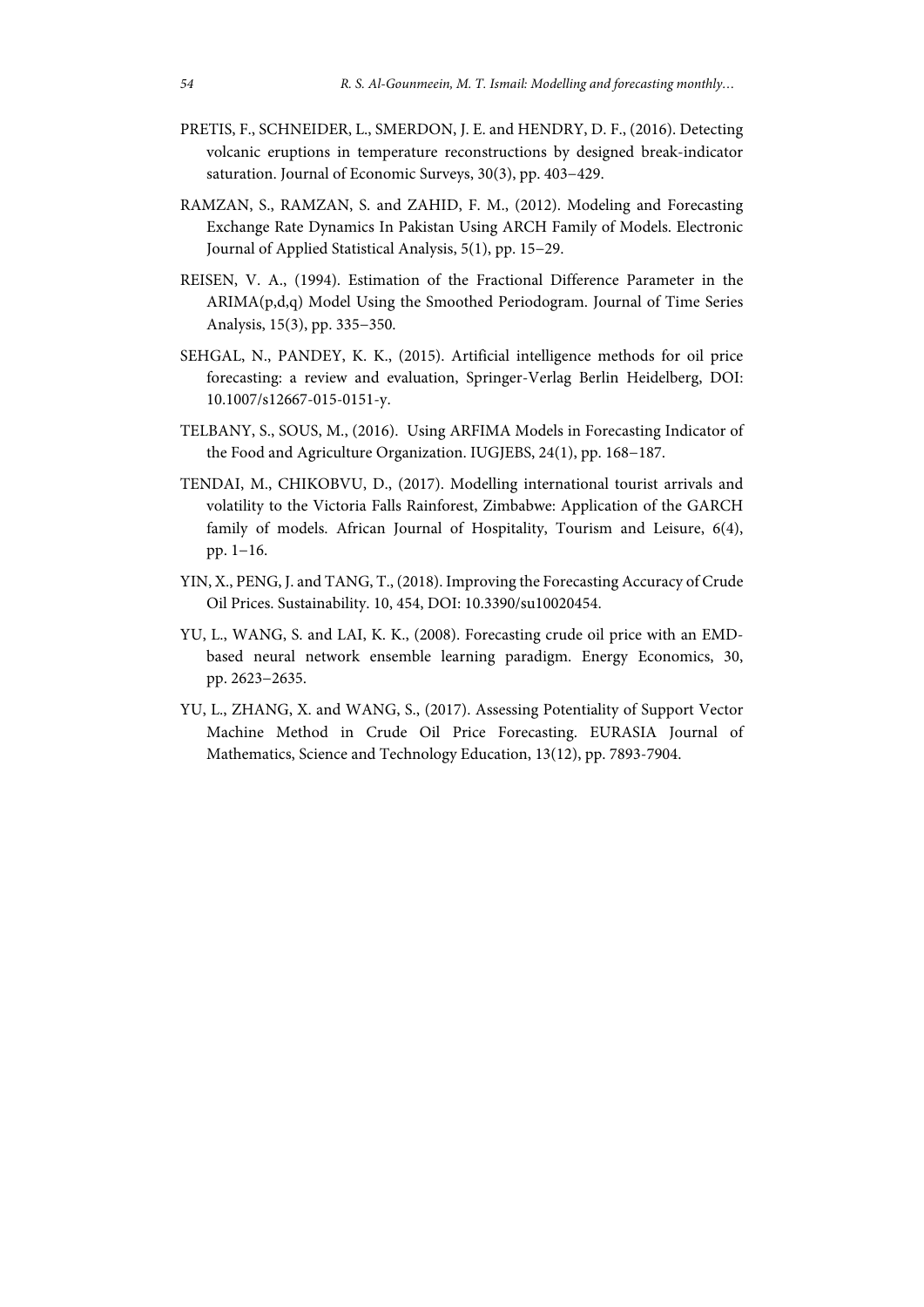PRETIS, F., SCHNEIDER, L., SMERDON, J. E. and HENDRY, D. F., (2016). Detecting volcanic eruptions in temperature reconstructions by designed break-indicator saturation. Journal of Economic Surveys, 30(3), pp. 403–429.

RAMZAN, S., RAMZAN, S. and ZAHID, F. M., (2012). Modeling and Forecasting Exchange Rate Dynamics In Pakistan Using ARCH Family of Models. Electronic Journal of Applied Statistical Analysis, 5(1), pp. 15–29.

REISEN, V. A., (1994). Estimation of the Fractional Difference Parameter in the ARIMA(p,d,q) Model Using the Smoothed Periodogram. Journal of Time Series Analysis, 15(3), pp. 335–350.

SEHGAL, N., PANDEY, K. K., (2015). Artificial intelligence methods for oil price forecasting: a review and evaluation, Springer-Verlag Berlin Heidelberg, DOI: 10.1007/s12667-015-0151-y.

TELBANY, S., SOUS, M., (2016). Using ARFIMA Models in Forecasting Indicator of the Food and Agriculture Organization. IUGJEBS, 24(1), pp. 168–187.

TENDAI, M., CHIKOBVU, D., (2017). Modelling international tourist arrivals and volatility to the Victoria Falls Rainforest, Zimbabwe: Application of the GARCH family of models. African Journal of Hospitality, Tourism and Leisure, 6(4), pp. 1–16.

YIN, X., PENG, J. and TANG, T., (2018). Improving the Forecasting Accuracy of Crude Oil Prices. Sustainability. 10, 454, DOI: 10.3390/su10020454.

YU, L., WANG, S. and LAI, K. K., (2008). Forecasting crude oil price with an EMD-based neural network ensemble learning paradigm. Energy Economics, 30, pp. 2623–2635.

YU, L., ZHANG, X. and WANG, S., (2017). Assessing Potentiality of Support Vector Machine Method in Crude Oil Price Forecasting. EURASIA Journal of Mathematics, Science and Technology Education, 13(12), pp. 7893-7904.